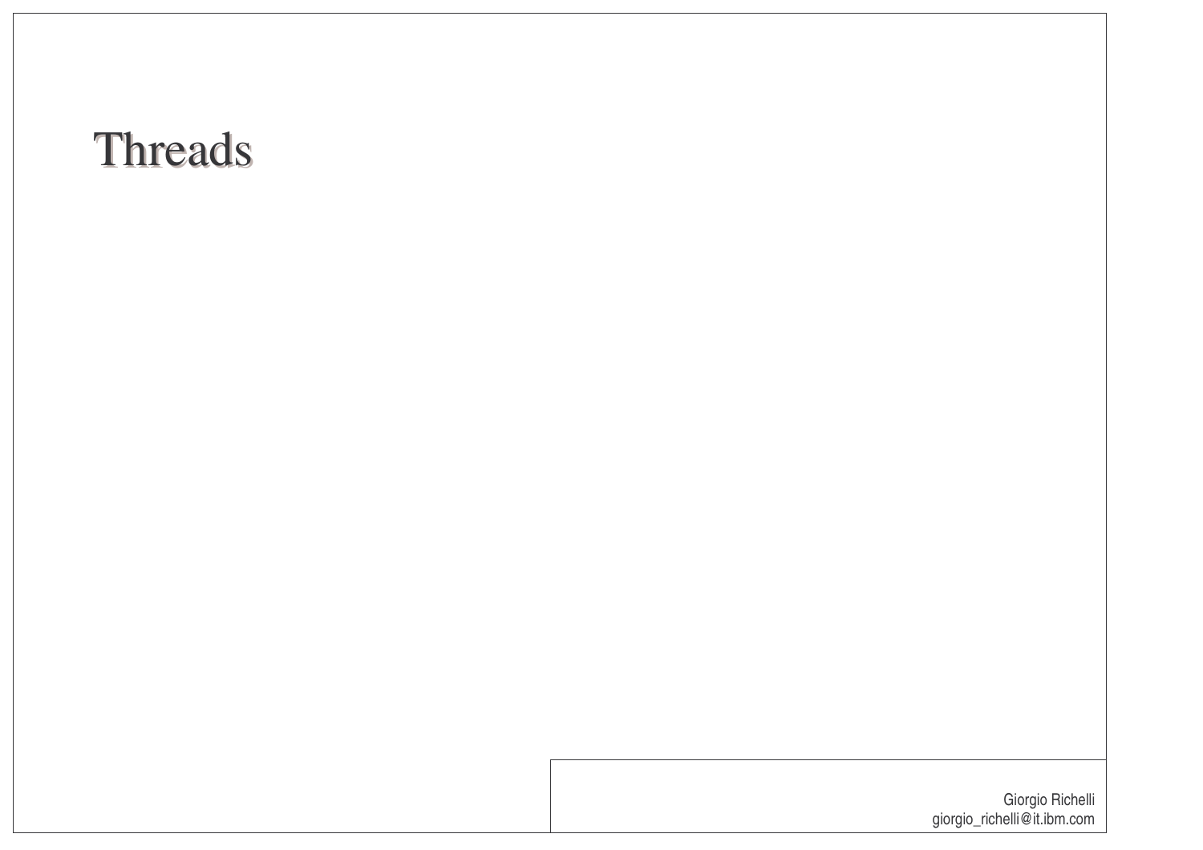# Threads

Giorgio Richelli
giorgio_richelli@it.ibm.com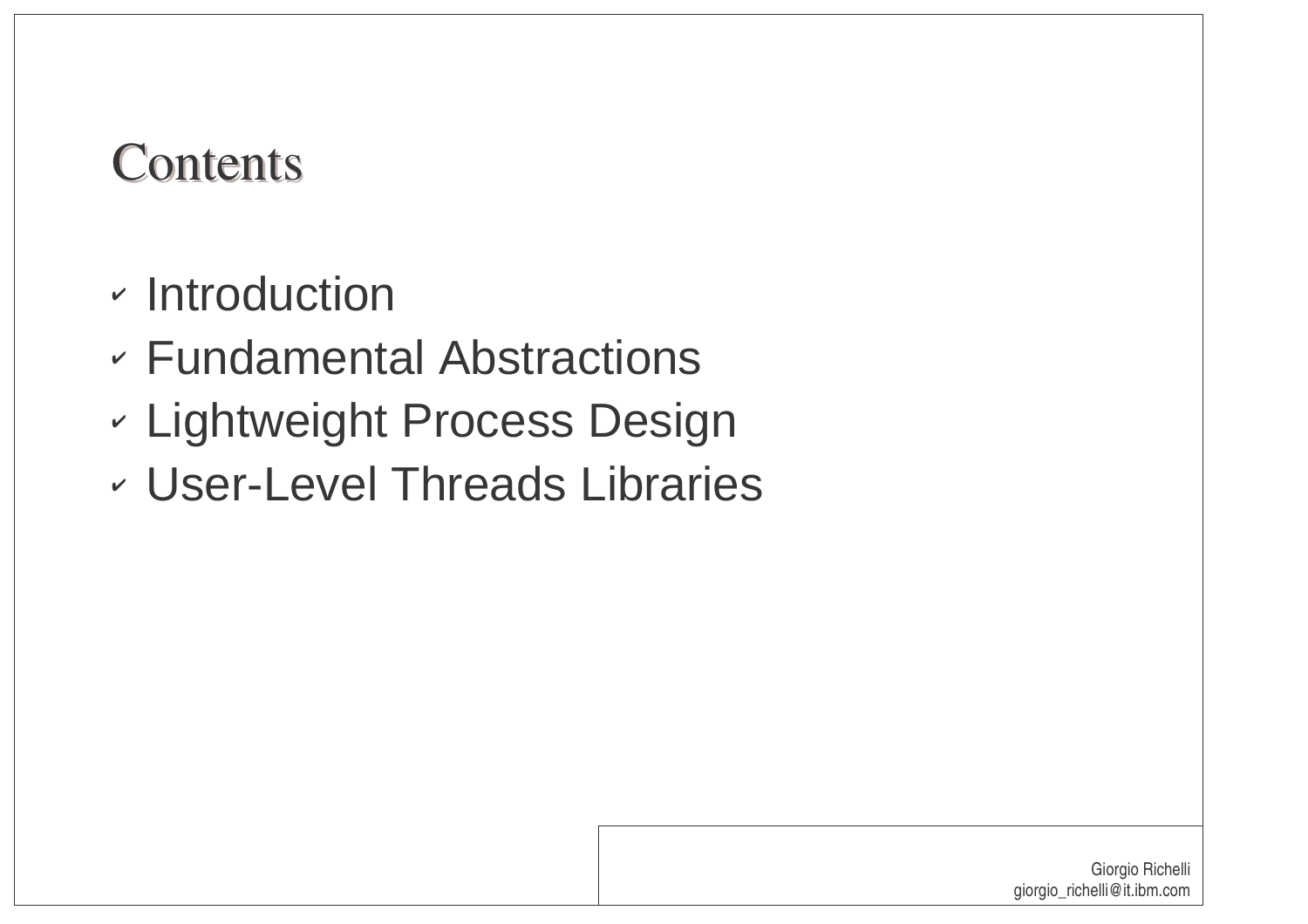# Contents

- Introduction
- Fundamental Abstractions
- Lightweight Process Design
- User-Level Threads Libraries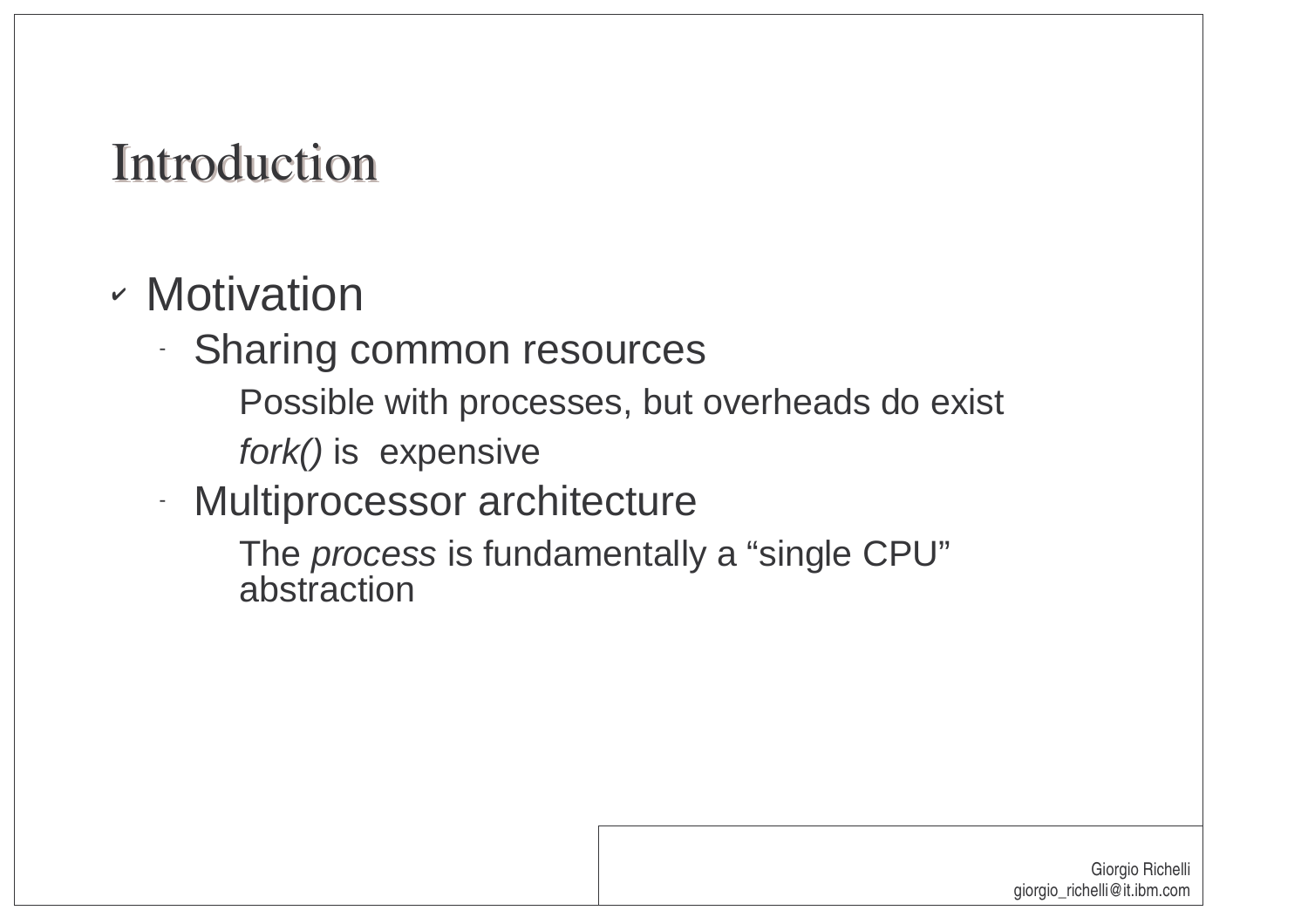# Introduction

- Motivation
  - Sharing common resources
    - Possible with processes, but overheads do exist
    - *fork()* is expensive
  - Multiprocessor architecture
    - The *process* is fundamentally a “single CPU” abstraction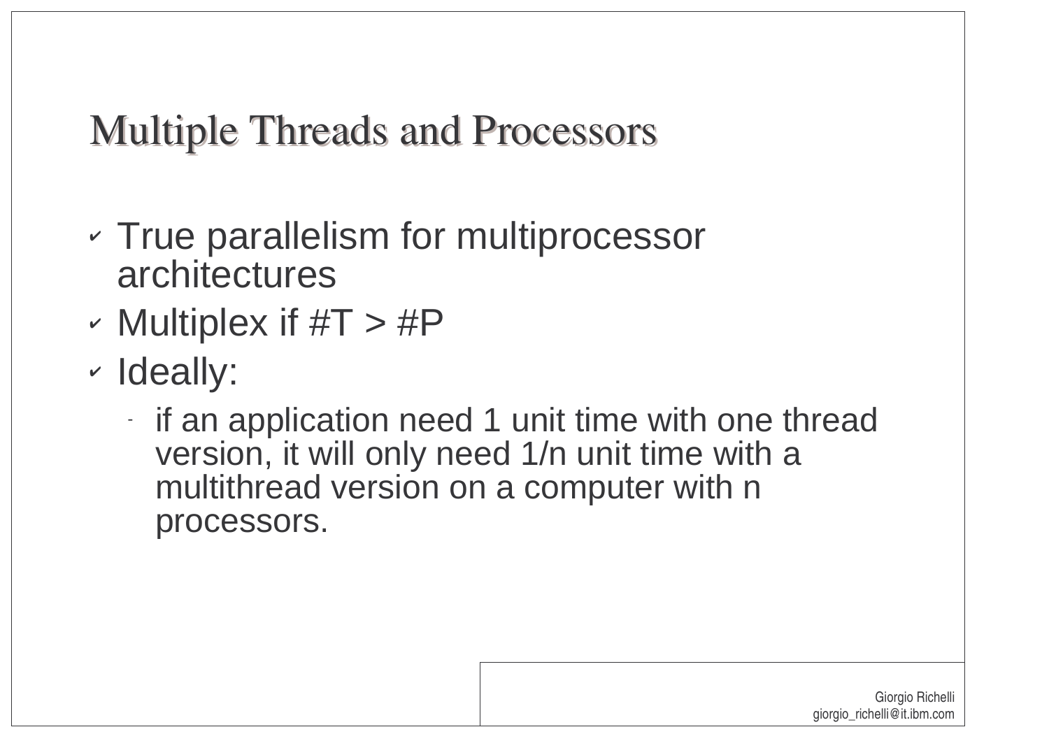# Multiple Threads and Processors

- True parallelism for multiprocessor architectures
- Multiplex if #T > #P
- Ideally:
  - if an application need 1 unit time with one thread version, it will only need 1/n unit time with a multithread version on a computer with n processors.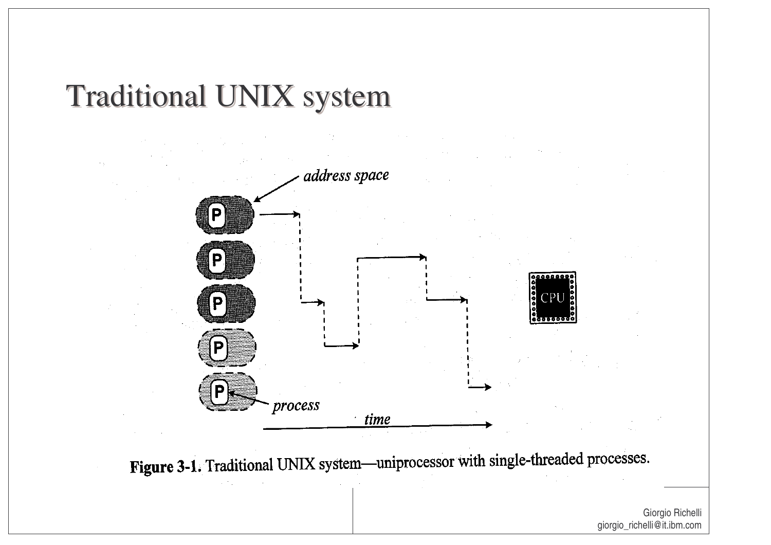# Traditional UNIX system

*address space*

*process*

*time*

CPU

**Figure 3-1.** Traditional UNIX system—uniprocessor with single-threaded processes.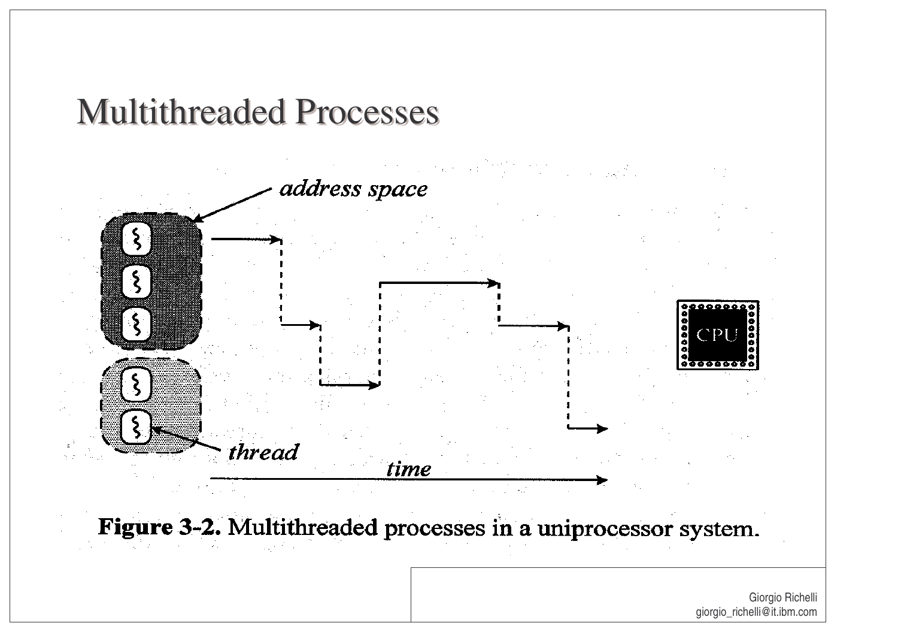# Multithreaded Processes

address space

thread

time

CPU

**Figure 3-2.** Multithreaded processes in a uniprocessor system.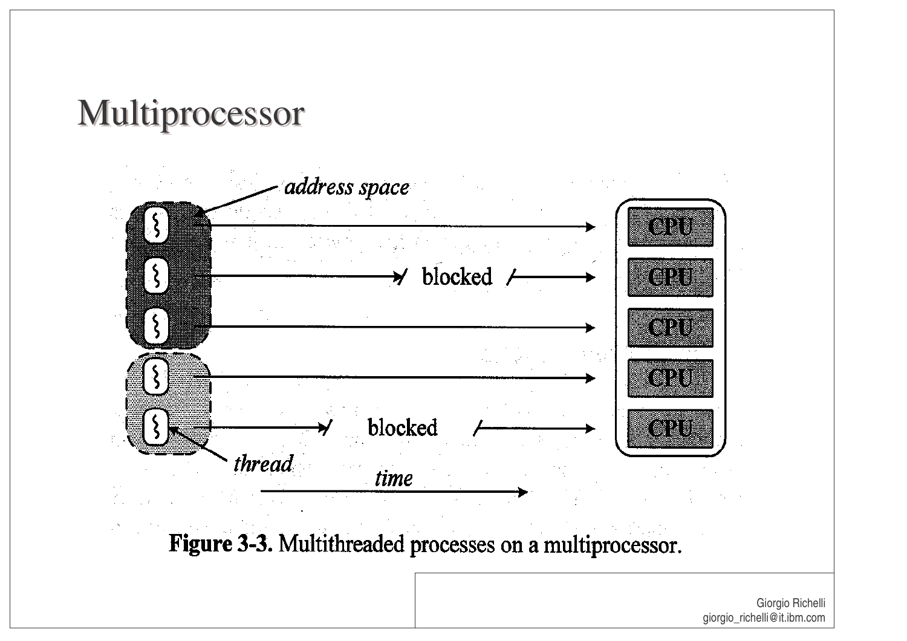# Multiprocessor

**Figure 3-3.** Multithreaded processes on a multiprocessor.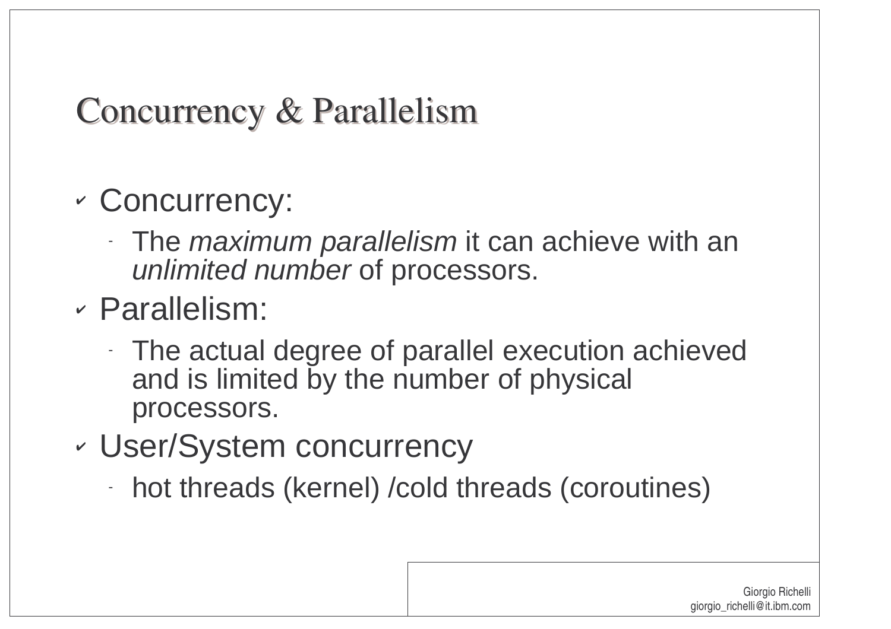# Concurrency & Parallelism

- Concurrency:
  - The *maximum parallelism* it can achieve with an *unlimited number* of processors.
- Parallelism:
  - The actual degree of parallel execution achieved and is limited by the number of physical processors.
- User/System concurrency
  - hot threads (kernel) /cold threads (coroutines)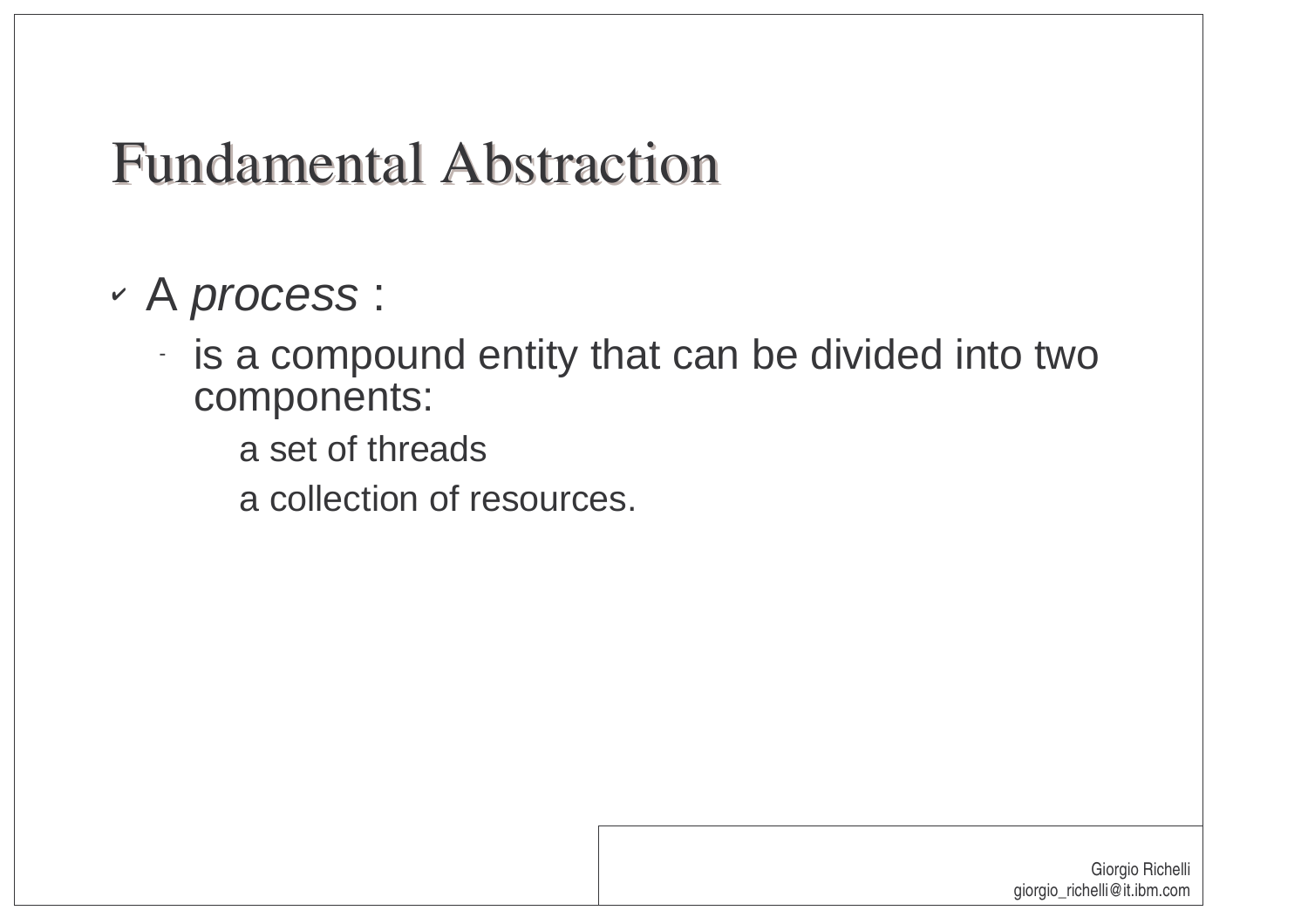# Fundamental Abstraction

- A *process* :
  - is a compound entity that can be divided into two components:
    - a set of threads
    - a collection of resources.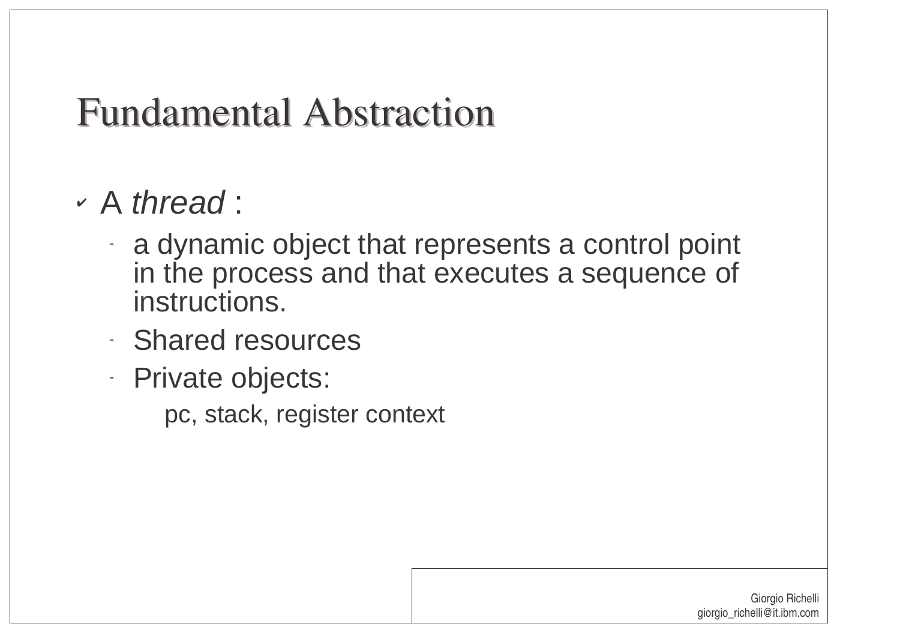# Fundamental Abstraction

- A *thread* :
  - a dynamic object that represents a control point in the process and that executes a sequence of instructions.
  - Shared resources
  - Private objects:

    pc, stack, register context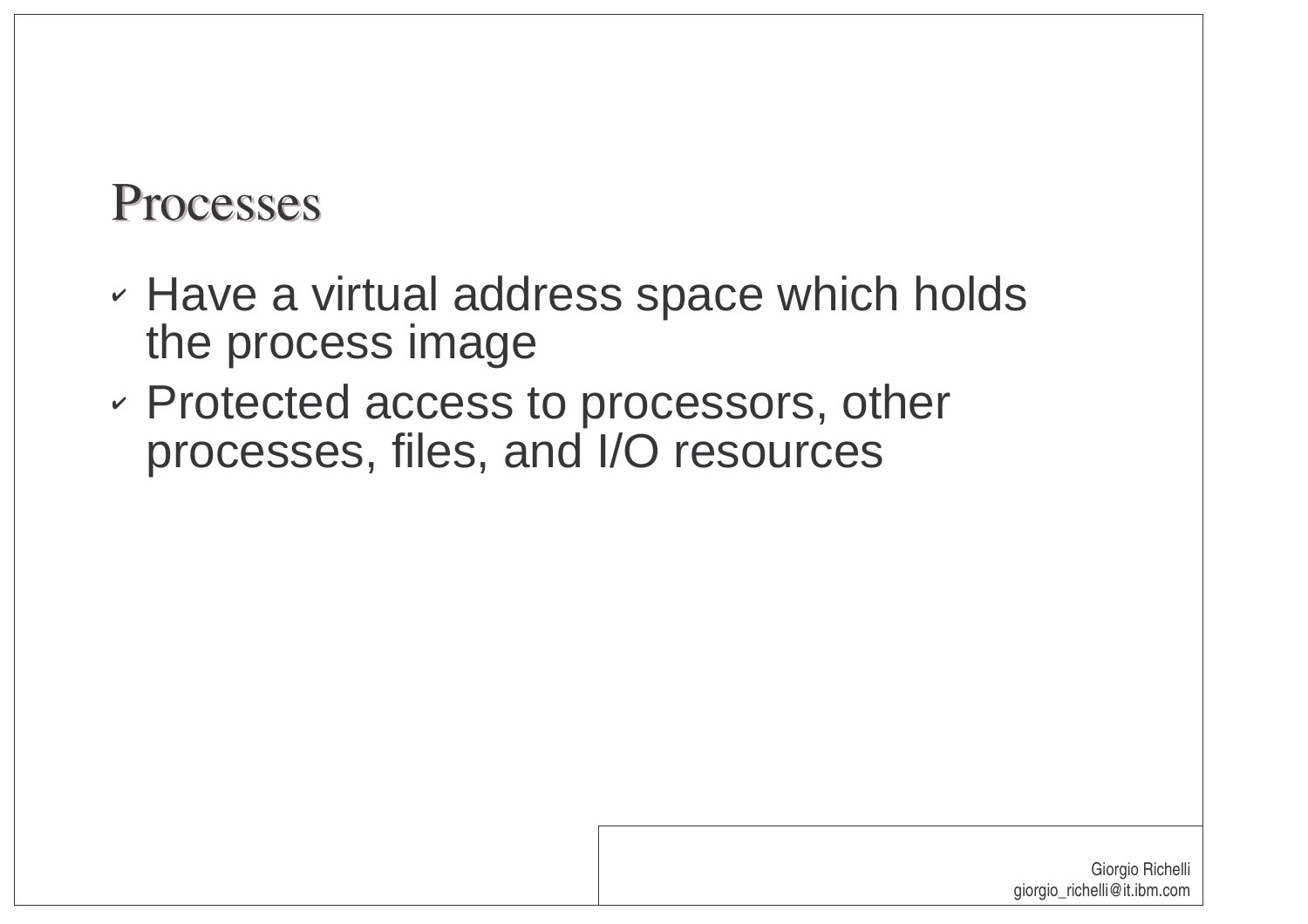# Processes

- Have a virtual address space which holds the process image
- Protected access to processors, other processes, files, and I/O resources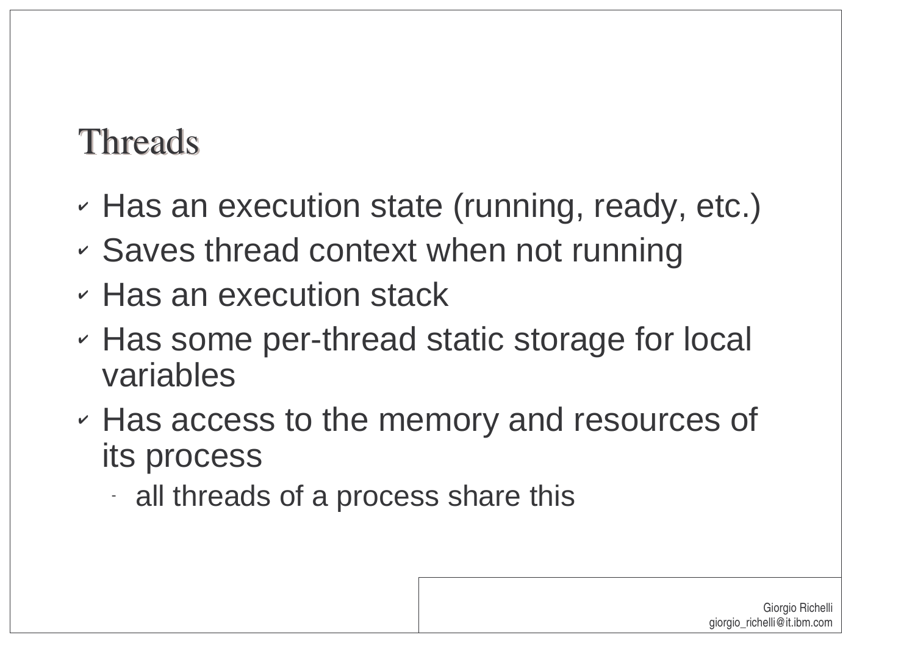# Threads

- Has an execution state (running, ready, etc.)
- Saves thread context when not running
- Has an execution stack
- Has some per-thread static storage for local variables
- Has access to the memory and resources of its process
  - all threads of a process share this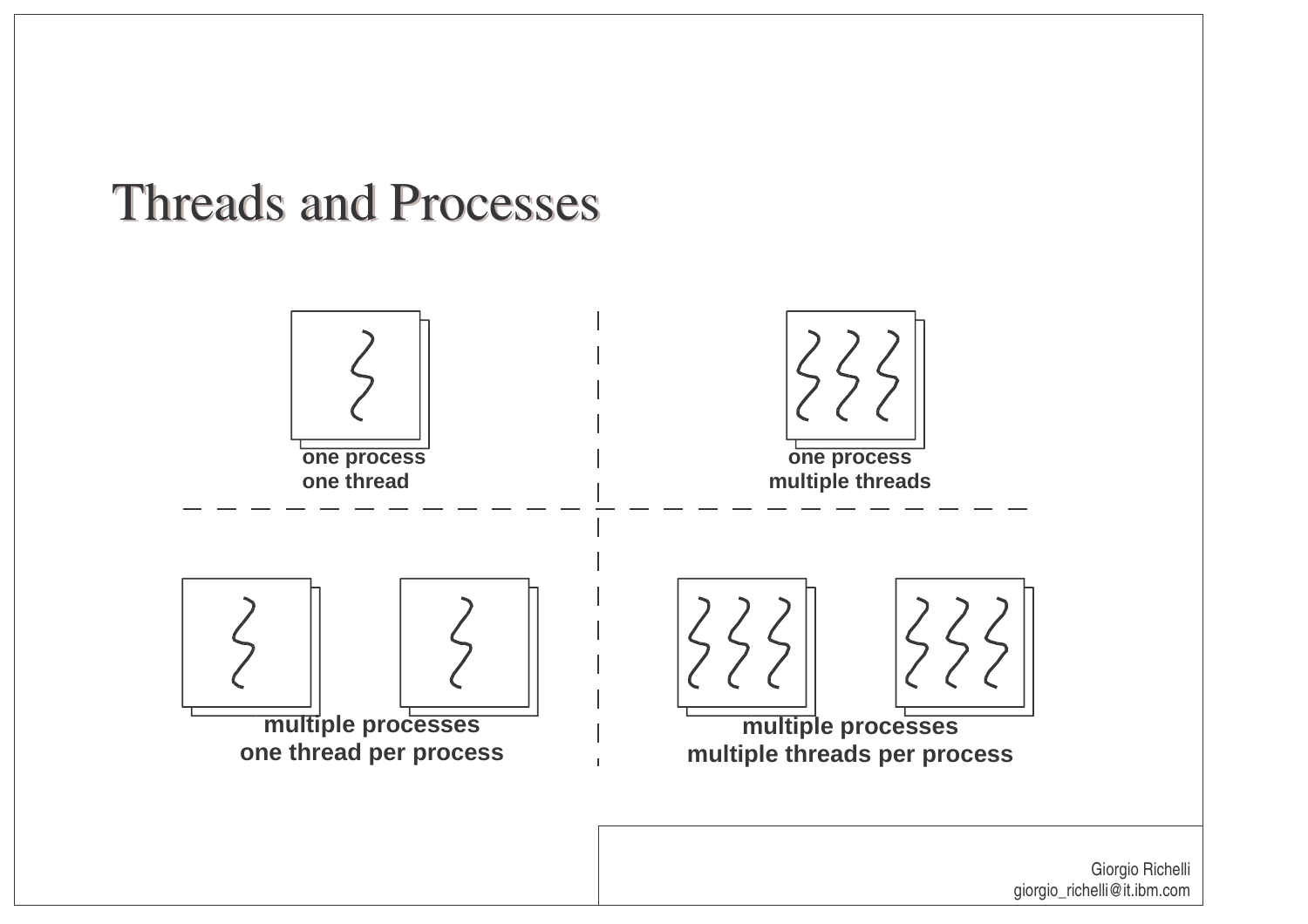# Threads and Processes

one process
one thread

one process
multiple threads

multiple processes
one thread per process

multiple processes
multiple threads per process

Giorgio Richelli
giorgio_richelli@it.ibm.com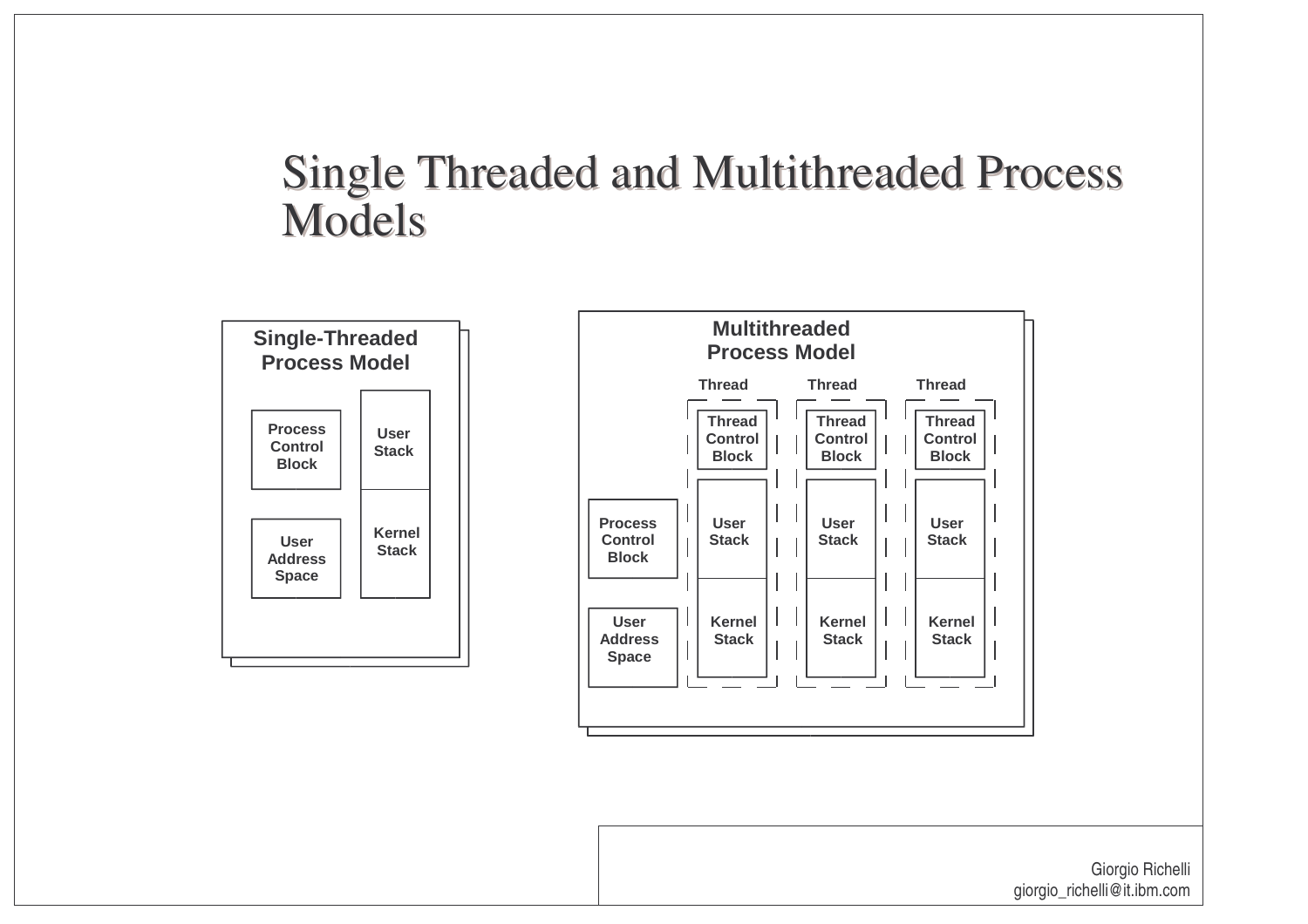# Single Threaded and Multithreaded Process Models

**Single-Threaded Process Model**

- Process Control Block
- User Address Space
- User Stack
- Kernel Stack

**Multithreaded Process Model**

- Process Control Block
- User Address Space
- Thread
  - Thread Control Block
  - User Stack
  - Kernel Stack
- Thread
  - Thread Control Block
  - User Stack
  - Kernel Stack
- Thread
  - Thread Control Block
  - User Stack
  - Kernel Stack

Giorgio Richelli
giorgio_richelli@it.ibm.com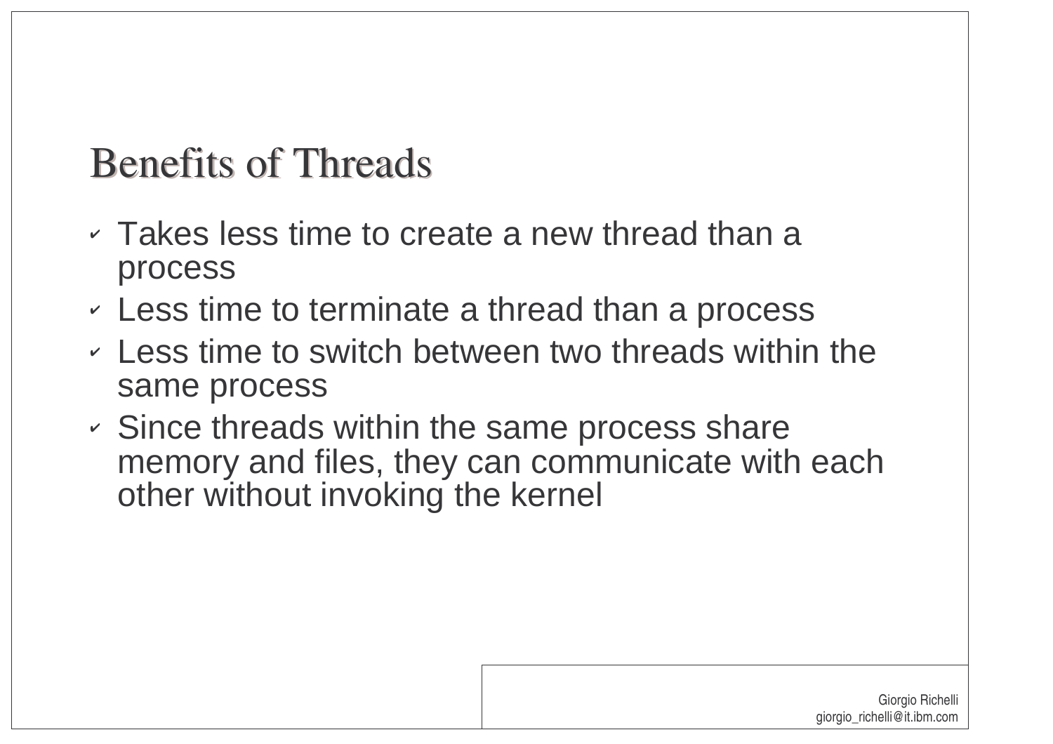# Benefits of Threads

- Takes less time to create a new thread than a process
- Less time to terminate a thread than a process
- Less time to switch between two threads within the same process
- Since threads within the same process share memory and files, they can communicate with each other without invoking the kernel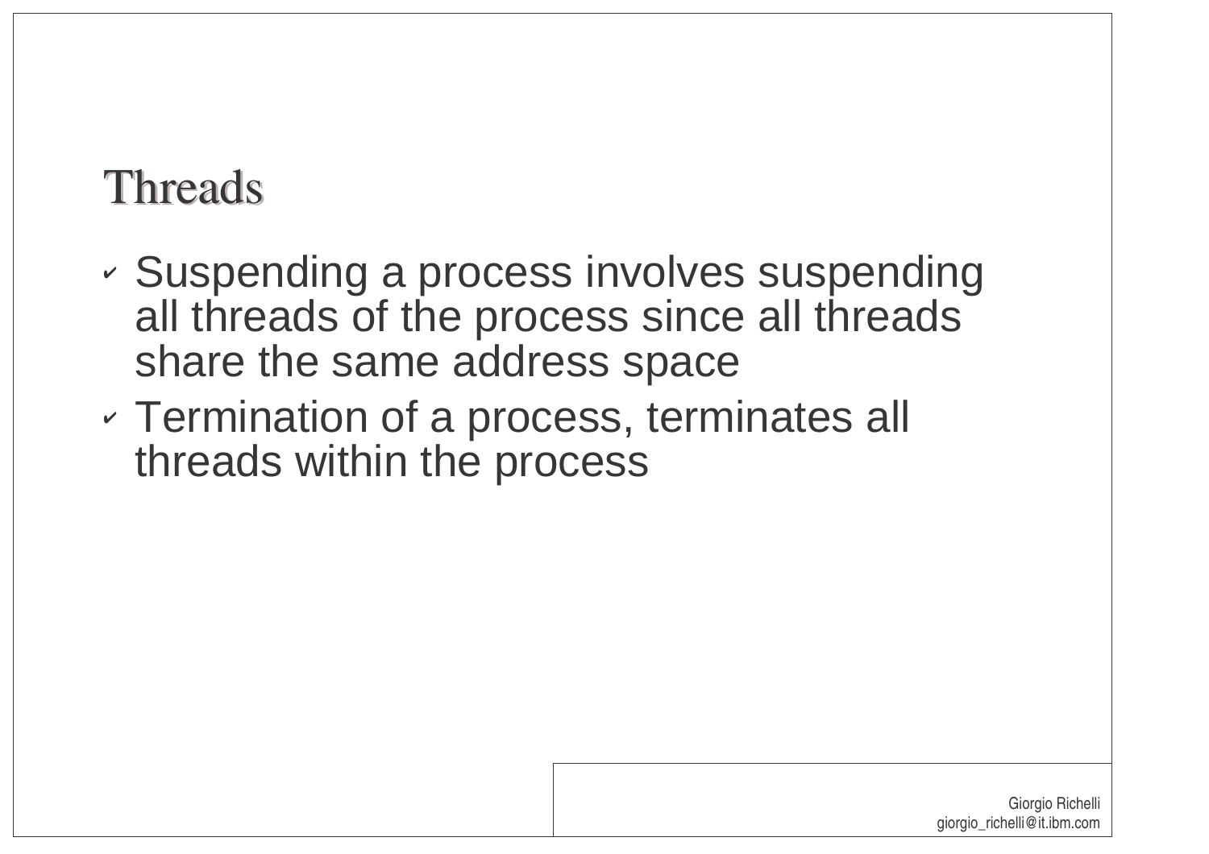# Threads

- Suspending a process involves suspending all threads of the process since all threads share the same address space
- Termination of a process, terminates all threads within the process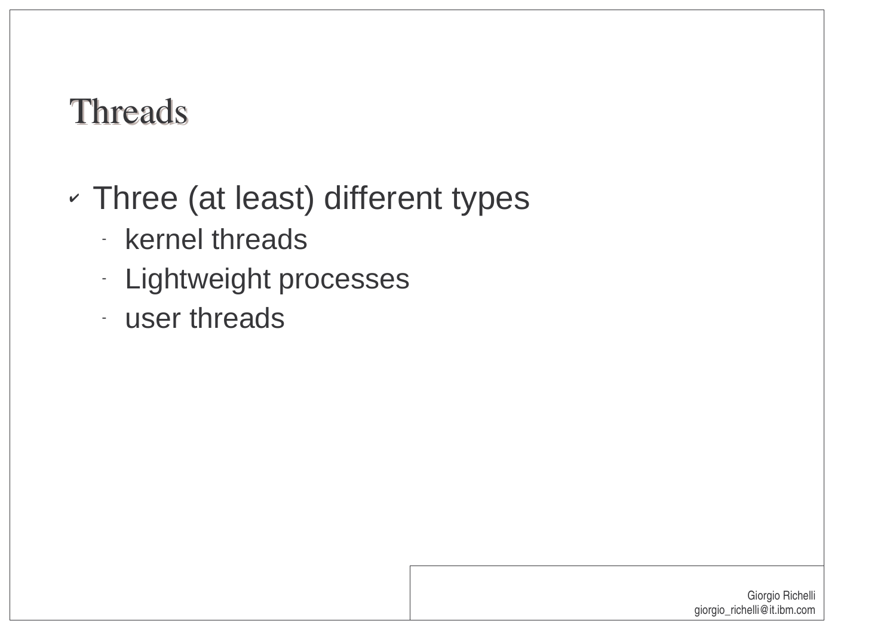# Threads

- Three (at least) different types
  - kernel threads
  - Lightweight processes
  - user threads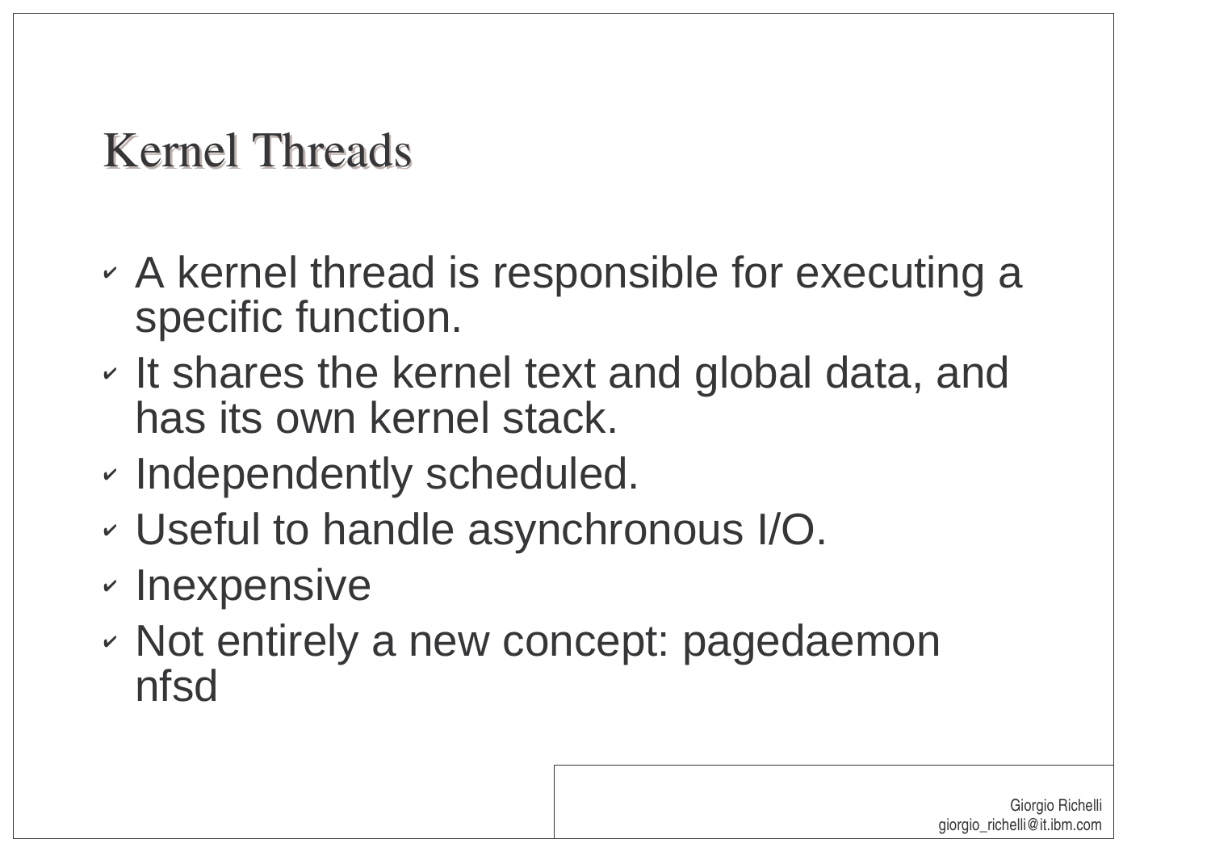# Kernel Threads

- A kernel thread is responsible for executing a specific function.
- It shares the kernel text and global data, and has its own kernel stack.
- Independently scheduled.
- Useful to handle asynchronous I/O.
- Inexpensive
- Not entirely a new concept: pagedaemon nfsd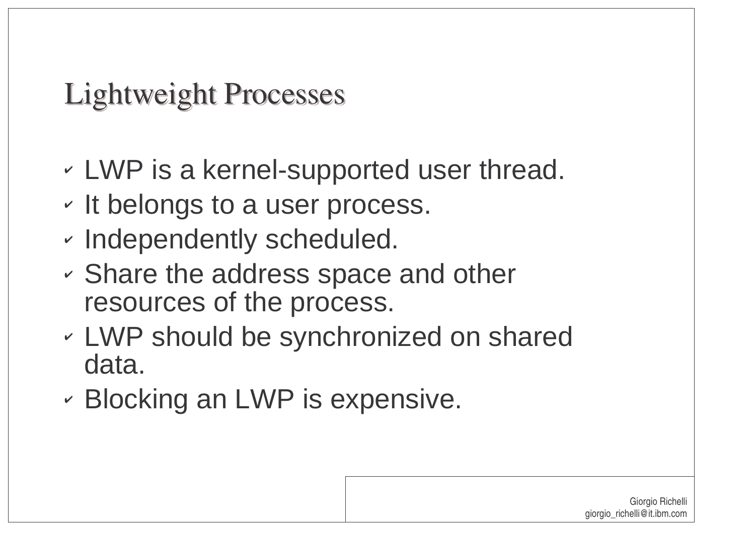# Lightweight Processes

- LWP is a kernel-supported user thread.
- It belongs to a user process.
- Independently scheduled.
- Share the address space and other resources of the process.
- LWP should be synchronized on shared data.
- Blocking an LWP is expensive.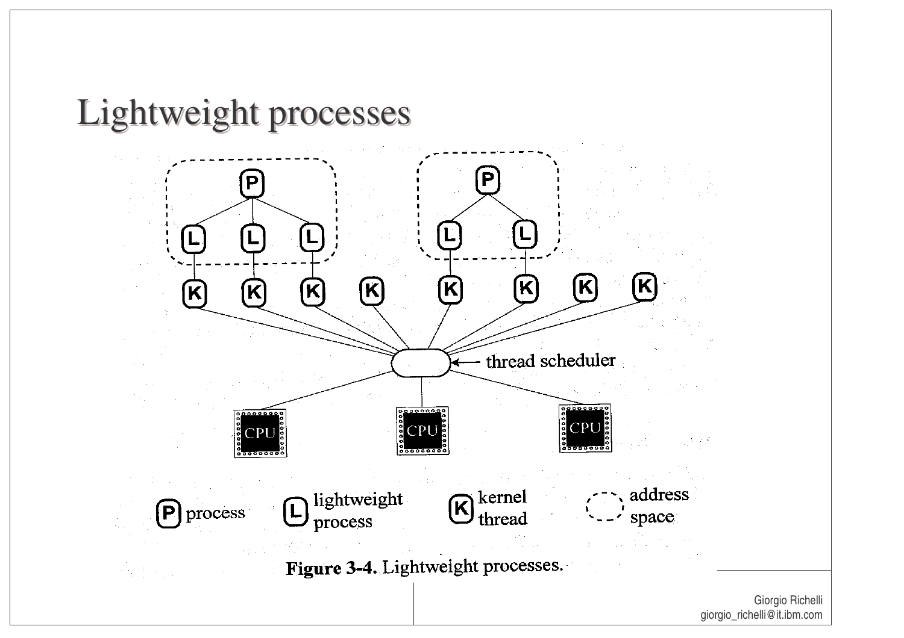# Lightweight processes

Figure 3-4. Lightweight processes.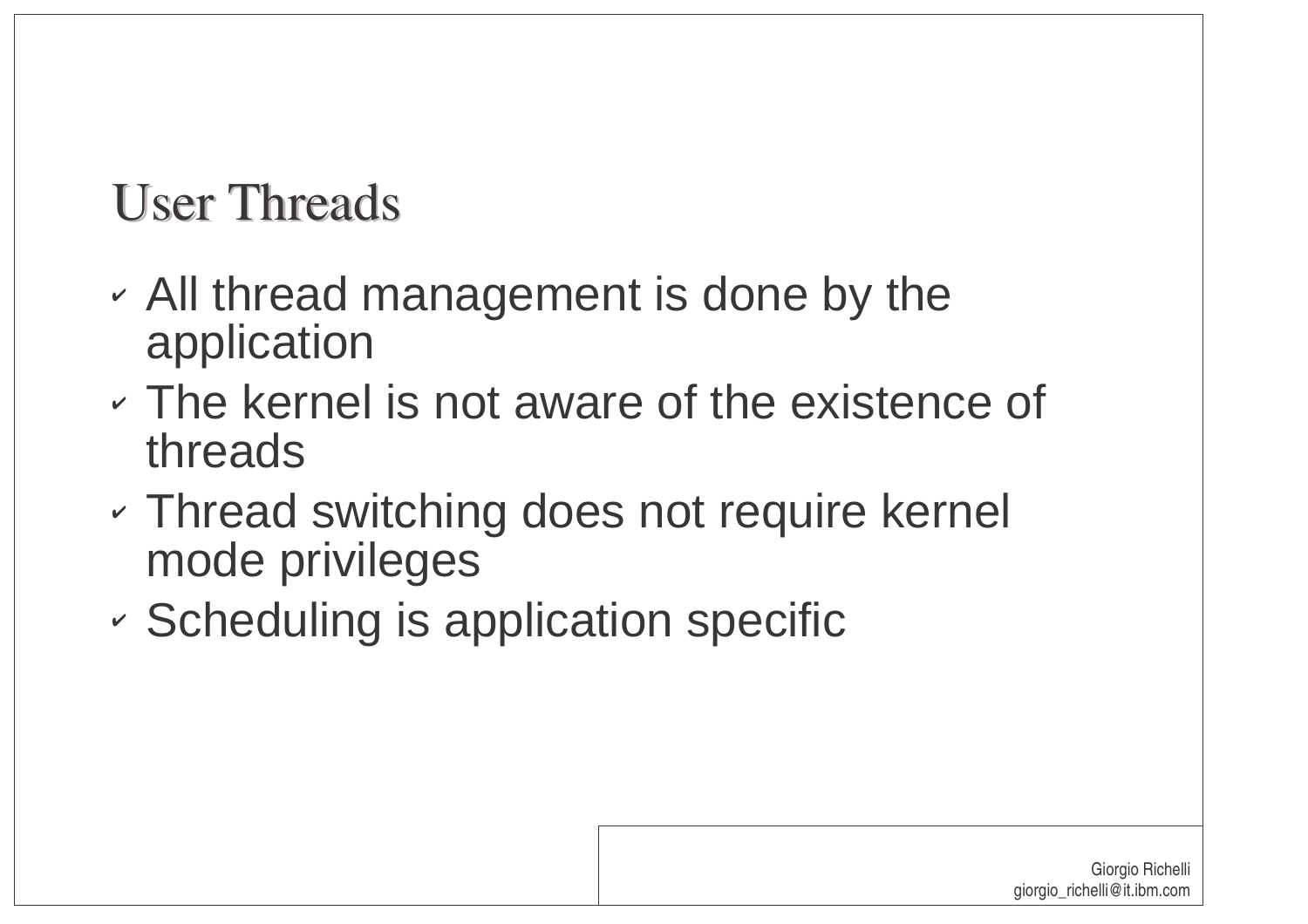# User Threads

- All thread management is done by the application
- The kernel is not aware of the existence of threads
- Thread switching does not require kernel mode privileges
- Scheduling is application specific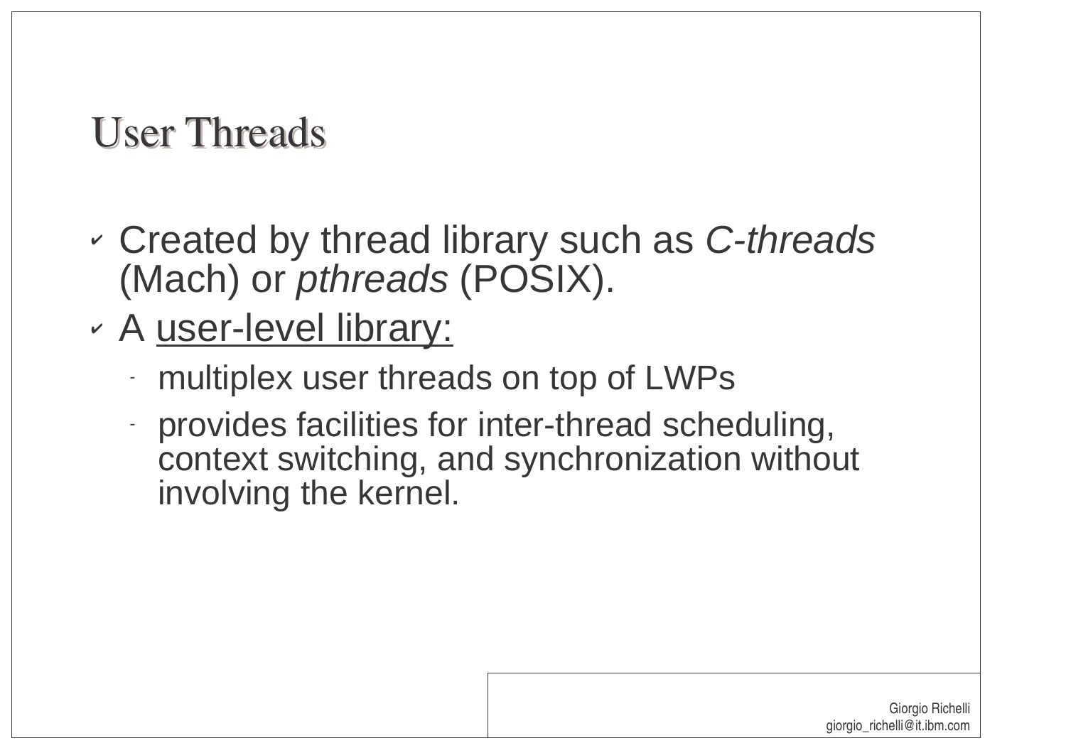# User Threads

- Created by thread library such as *C-threads* (Mach) or *pthreads* (POSIX).
- A user-level library:
  - multiplex user threads on top of LWPs
  - provides facilities for inter-thread scheduling, context switching, and synchronization without involving the kernel.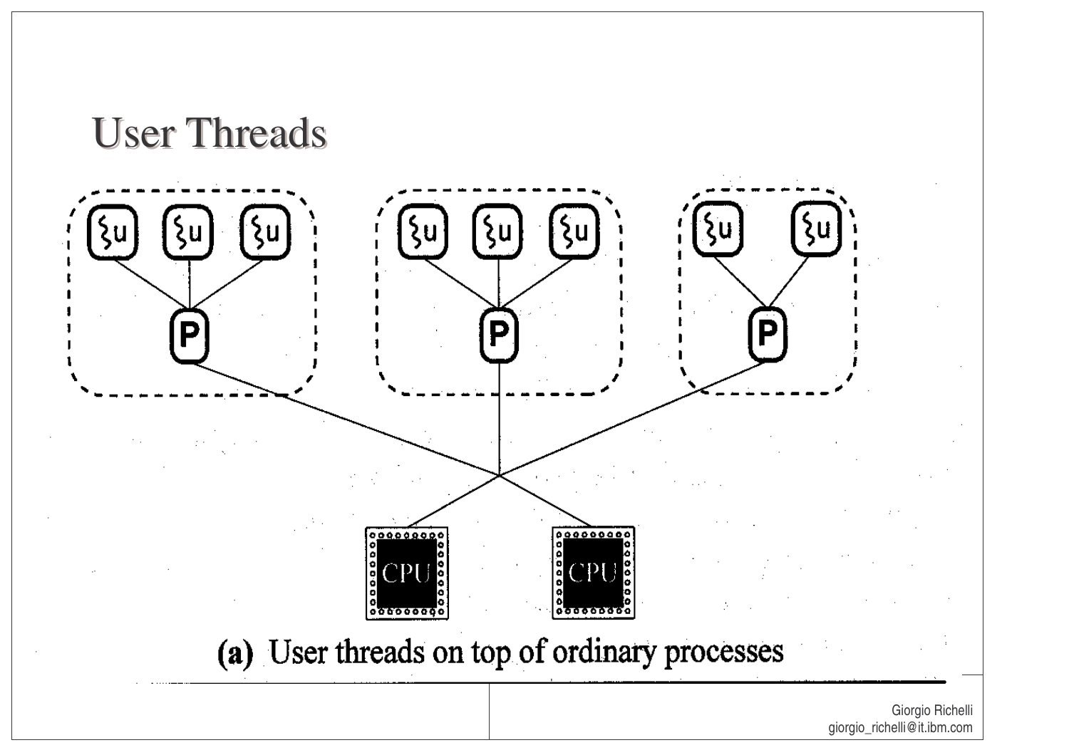# User Threads

**(a)** User threads on top of ordinary processes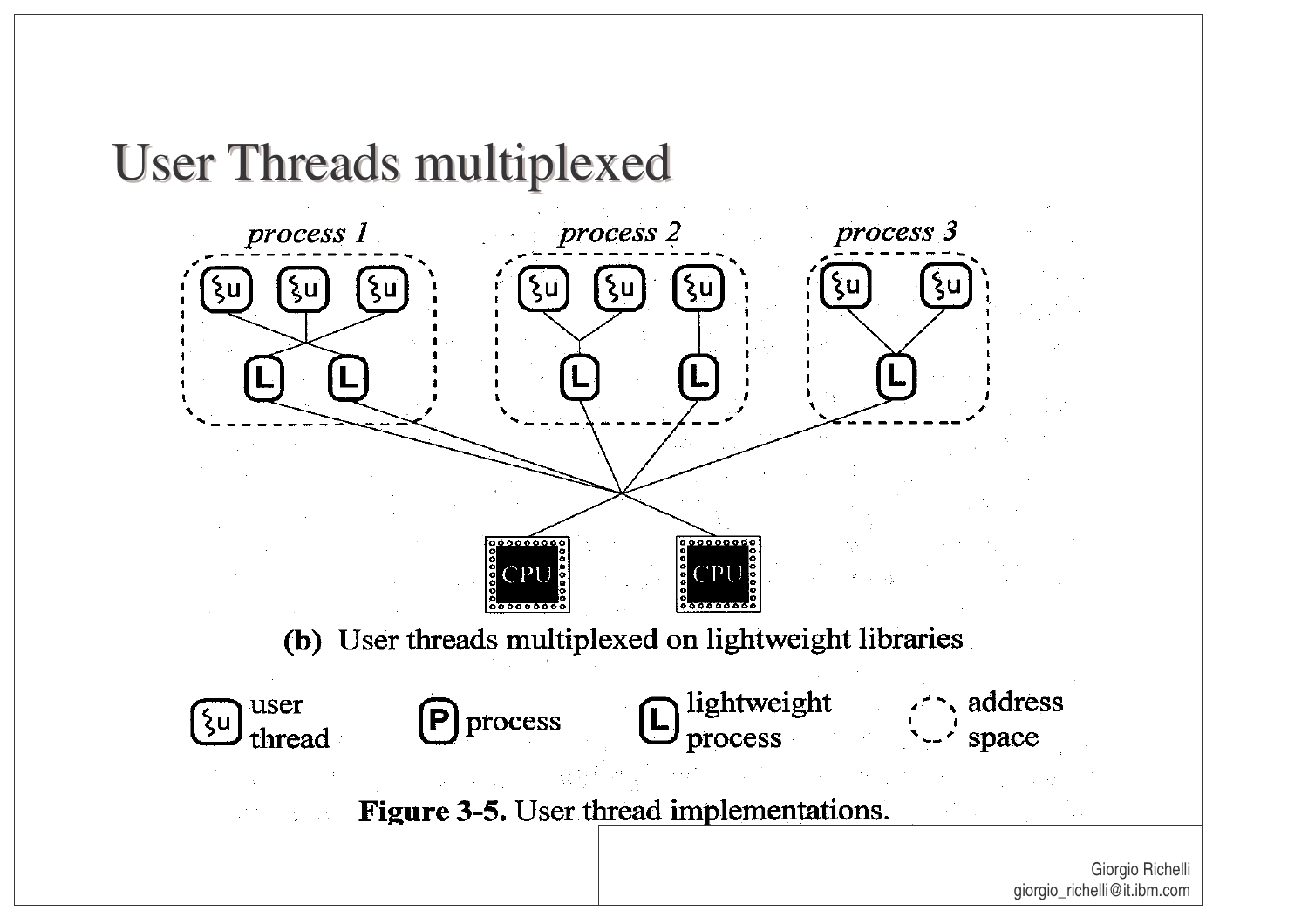# User Threads multiplexed

*process 1* *process 2* *process 3*

**(b)** User threads multiplexed on lightweight libraries

user thread | process | lightweight process | address space

**Figure 3-5.** User thread implementations.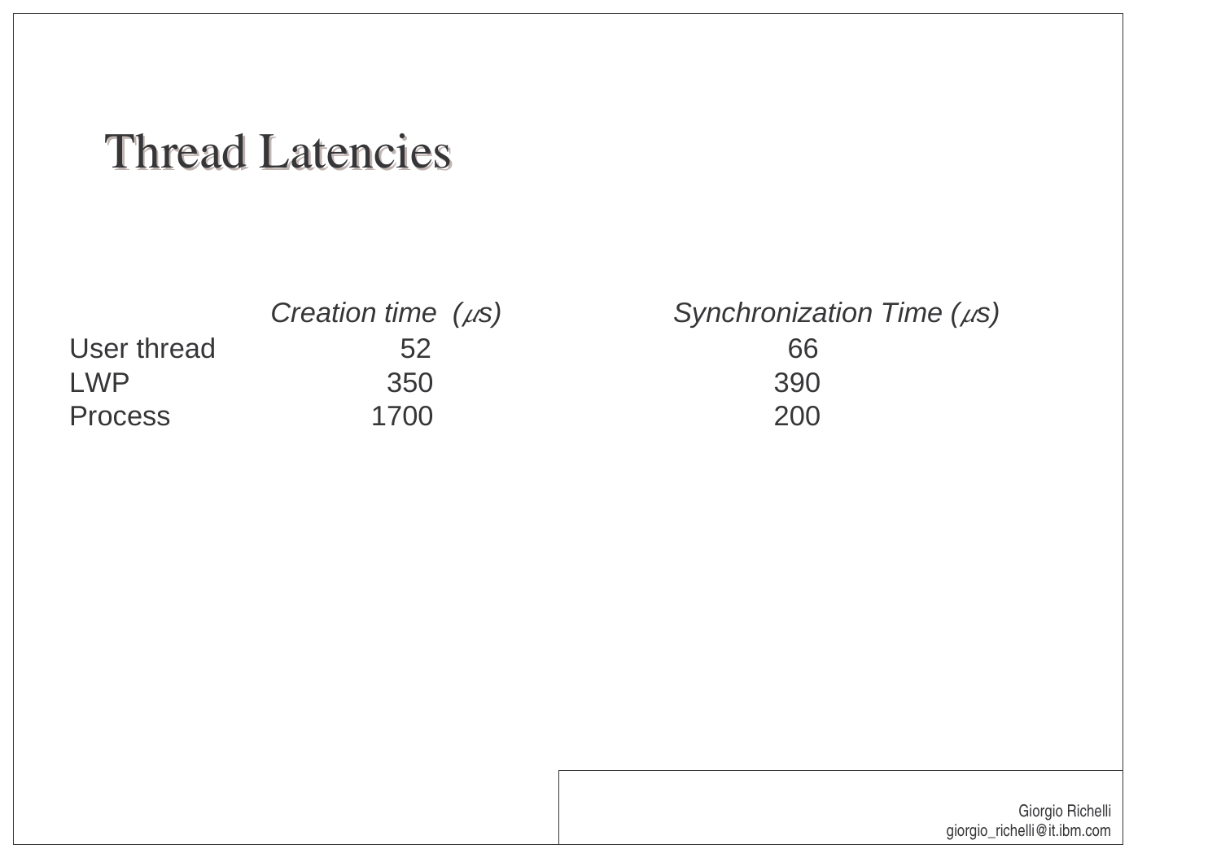# Thread Latencies

| | *Creation time ($\mu s$)* | *Synchronization Time ($\mu s$)* |
|---|---|---|
| User thread | 52 | 66 |
| LWP | 350 | 390 |
| Process | 1700 | 200 |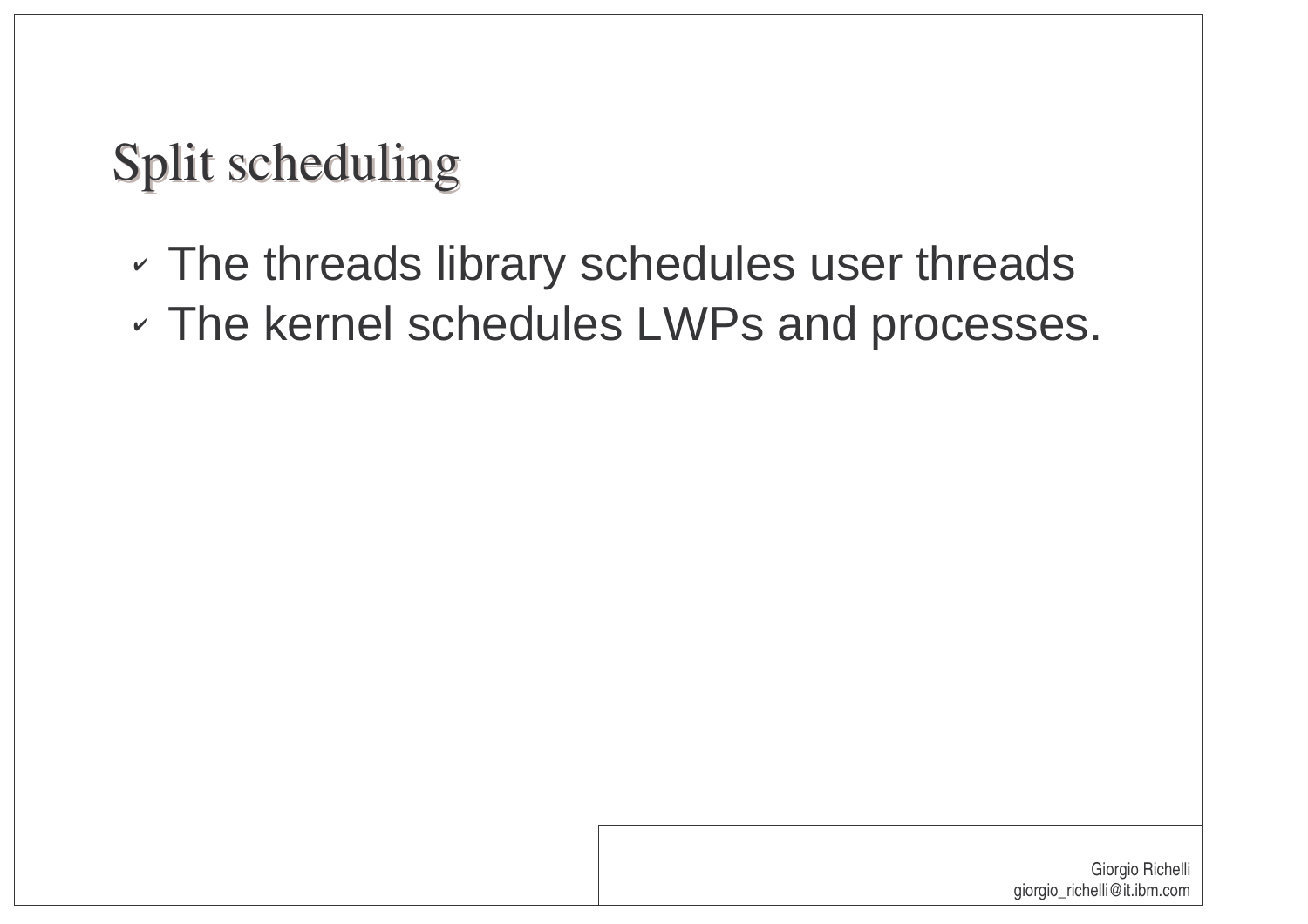# Split scheduling

- The threads library schedules user threads
- The kernel schedules LWPs and processes.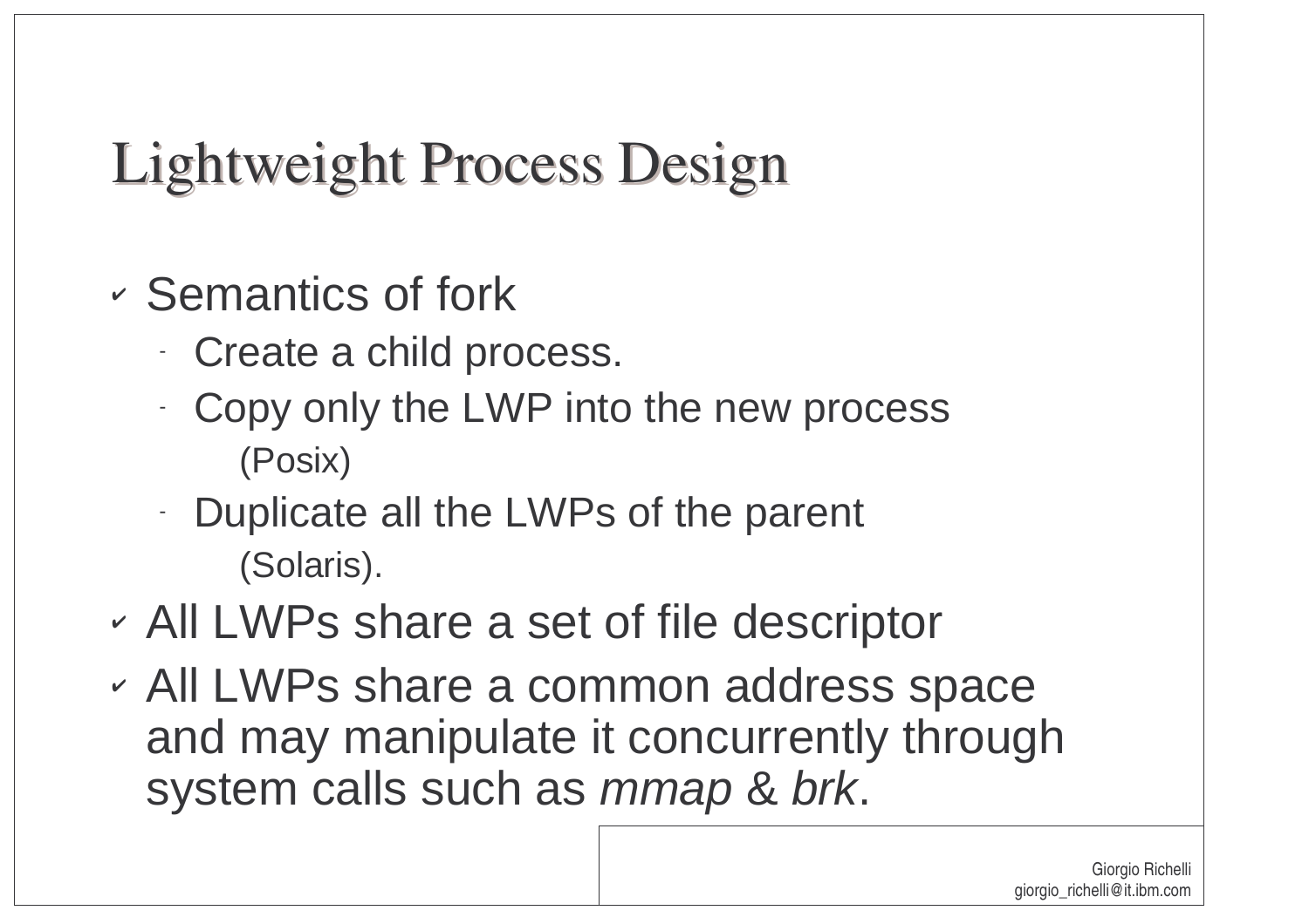# Lightweight Process Design

- Semantics of fork
  - Create a child process.
  - Copy only the LWP into the new process
    (Posix)
  - Duplicate all the LWPs of the parent
    (Solaris).
- All LWPs share a set of file descriptor
- All LWPs share a common address space and may manipulate it concurrently through system calls such as *mmap* & *brk*.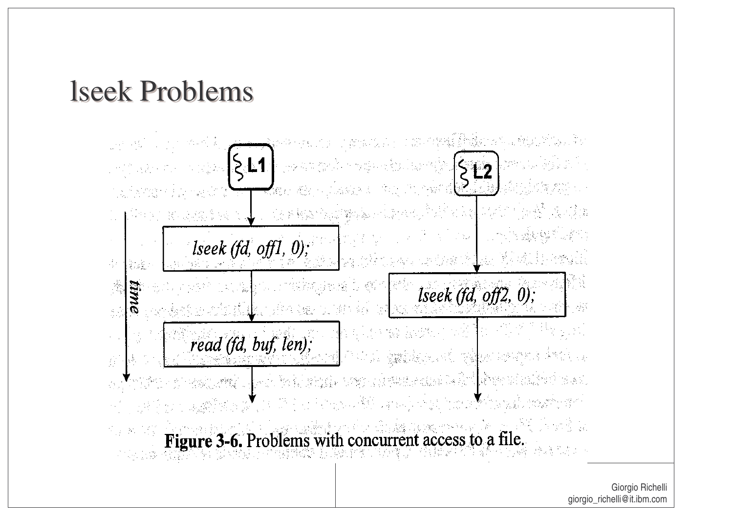# lseek Problems

L1

```
lseek (fd, off1, 0);
read (fd, buf, len);
```

L2

```
lseek (fd, off2, 0);
```

time

**Figure 3-6.** Problems with concurrent access to a file.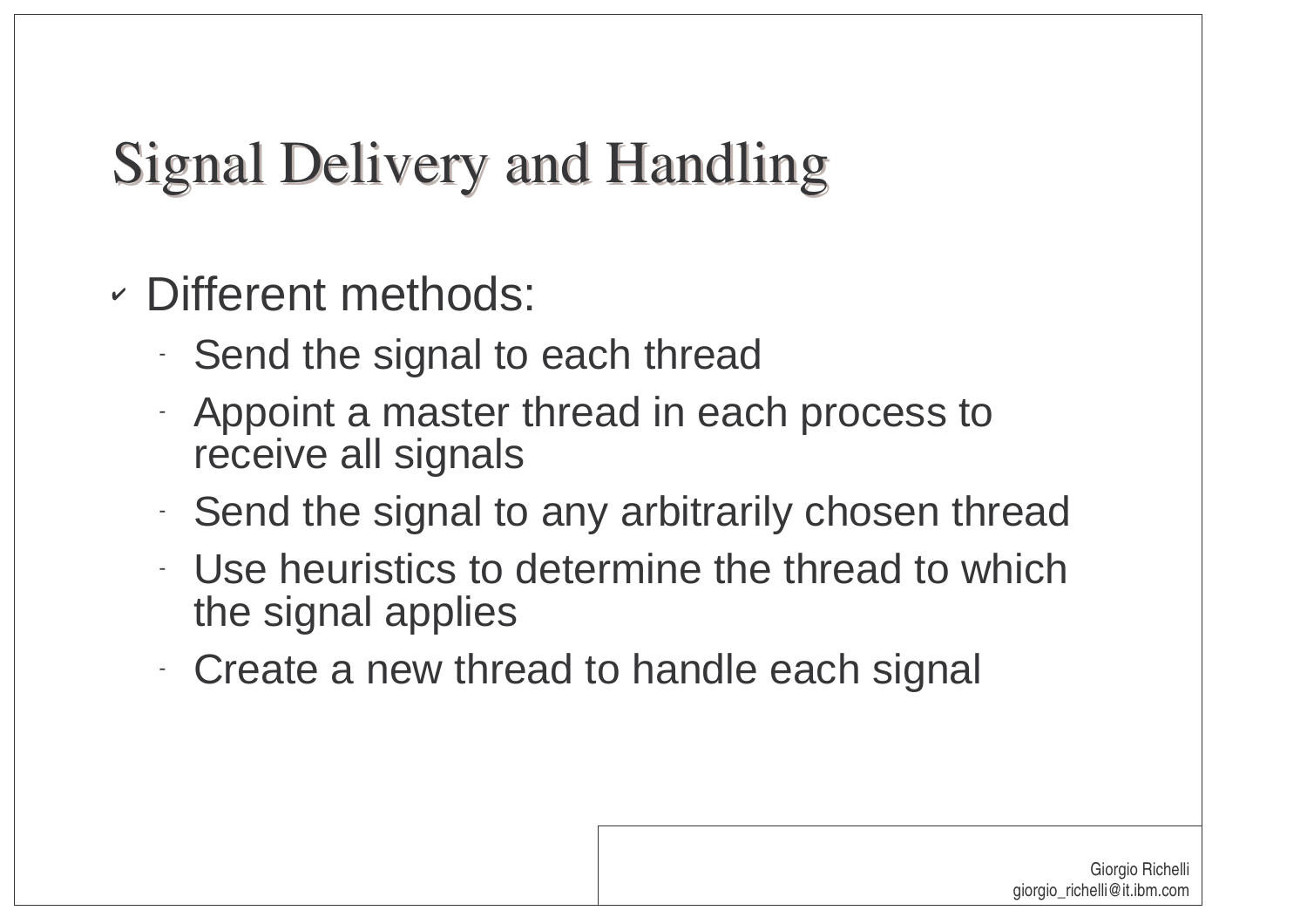# Signal Delivery and Handling

- Different methods:
  - Send the signal to each thread
  - Appoint a master thread in each process to receive all signals
  - Send the signal to any arbitrarily chosen thread
  - Use heuristics to determine the thread to which the signal applies
  - Create a new thread to handle each signal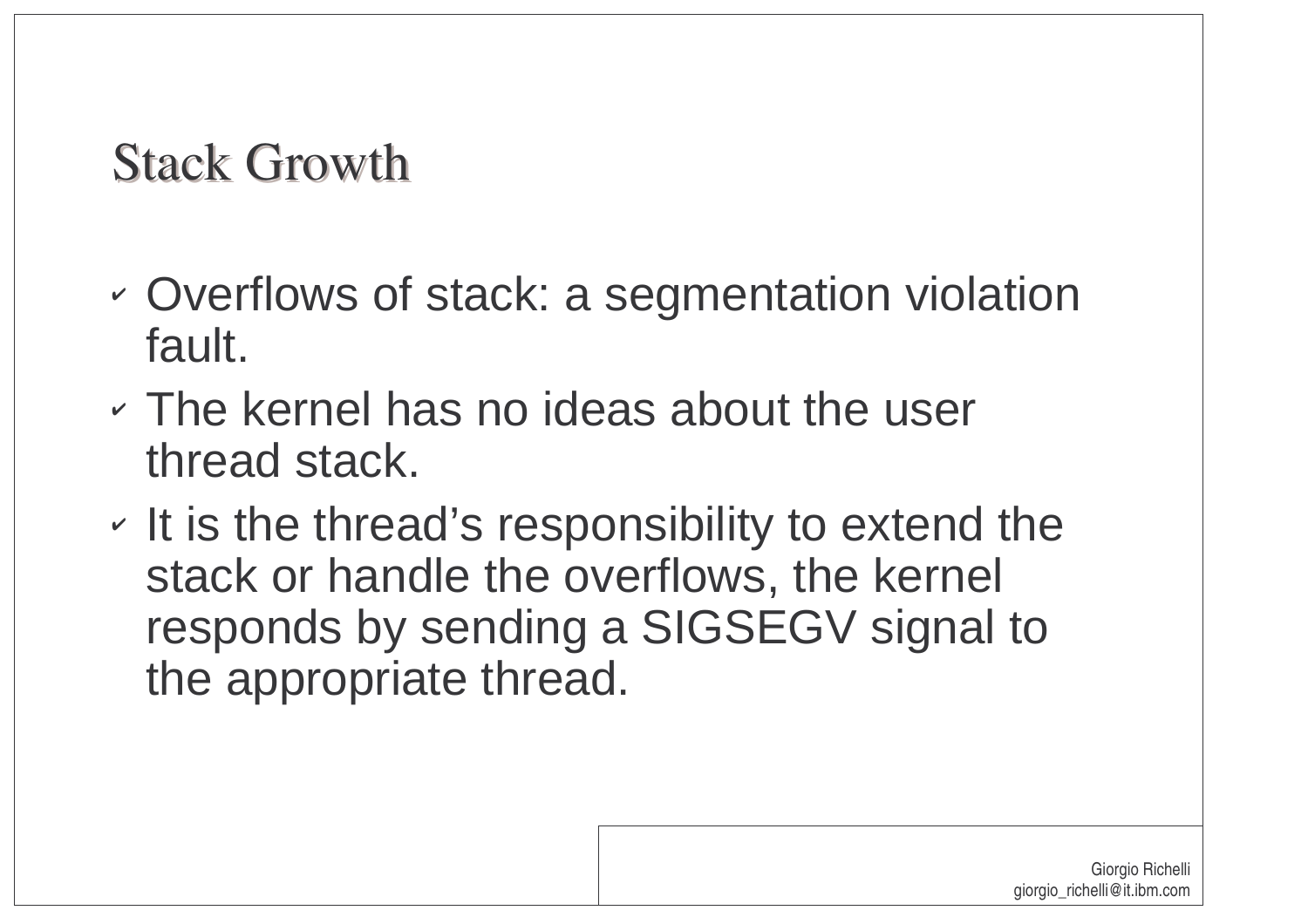## Stack Growth

- Overflows of stack: a segmentation violation fault.
- The kernel has no ideas about the user thread stack.
- It is the thread's responsibility to extend the stack or handle the overflows, the kernel responds by sending a SIGSEGV signal to the appropriate thread.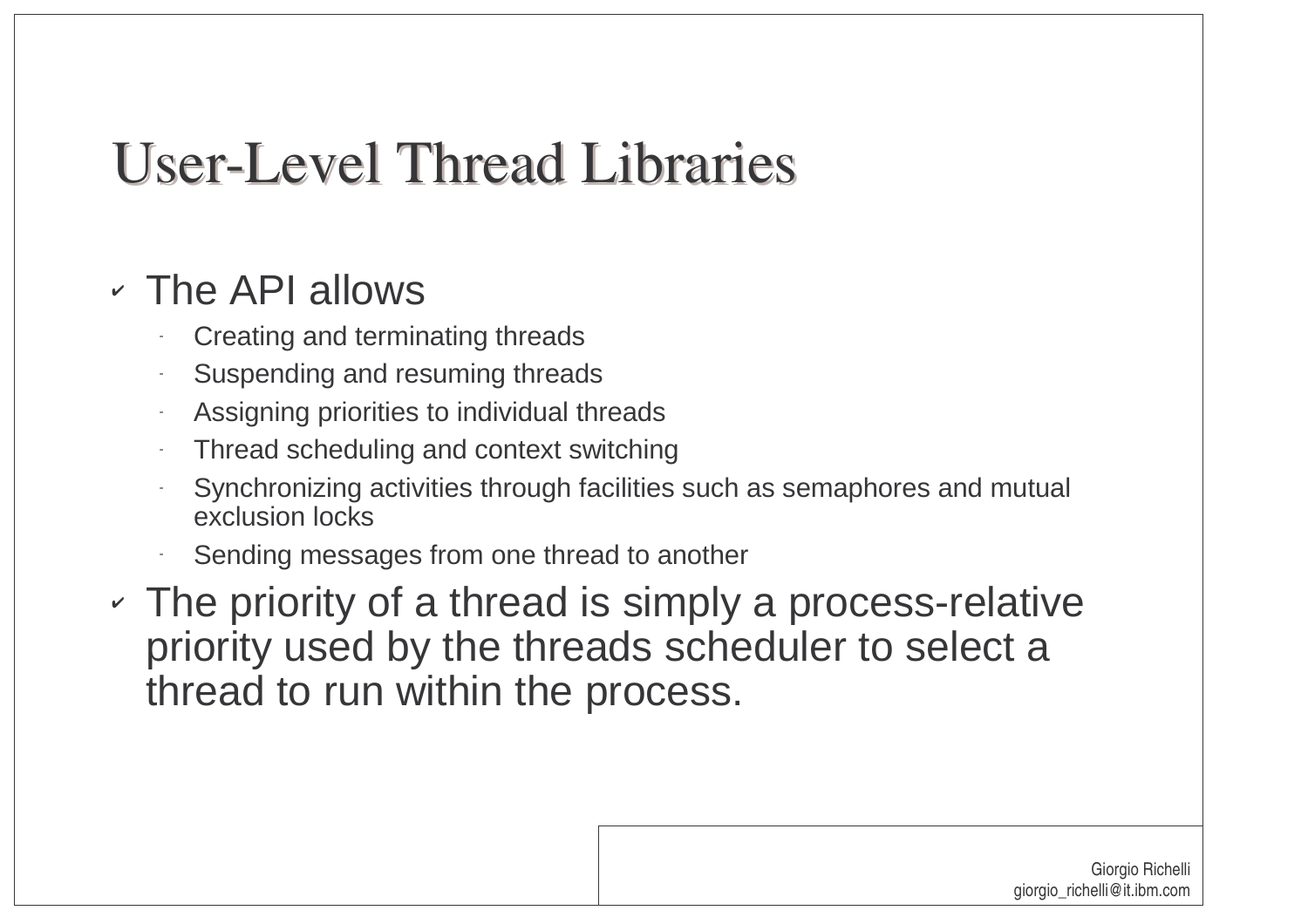# User-Level Thread Libraries

- The API allows
  - Creating and terminating threads
  - Suspending and resuming threads
  - Assigning priorities to individual threads
  - Thread scheduling and context switching
  - Synchronizing activities through facilities such as semaphores and mutual exclusion locks
  - Sending messages from one thread to another
- The priority of a thread is simply a process-relative priority used by the threads scheduler to select a thread to run within the process.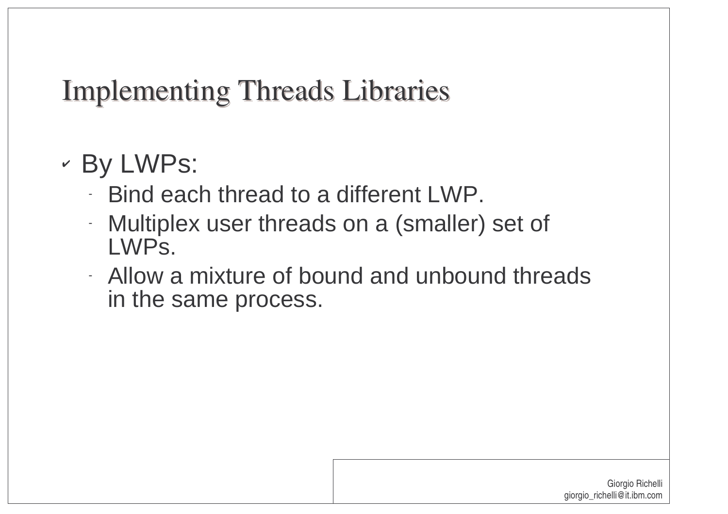# Implementing Threads Libraries

- By LWPs:
  - Bind each thread to a different LWP.
  - Multiplex user threads on a (smaller) set of LWPs.
  - Allow a mixture of bound and unbound threads in the same process.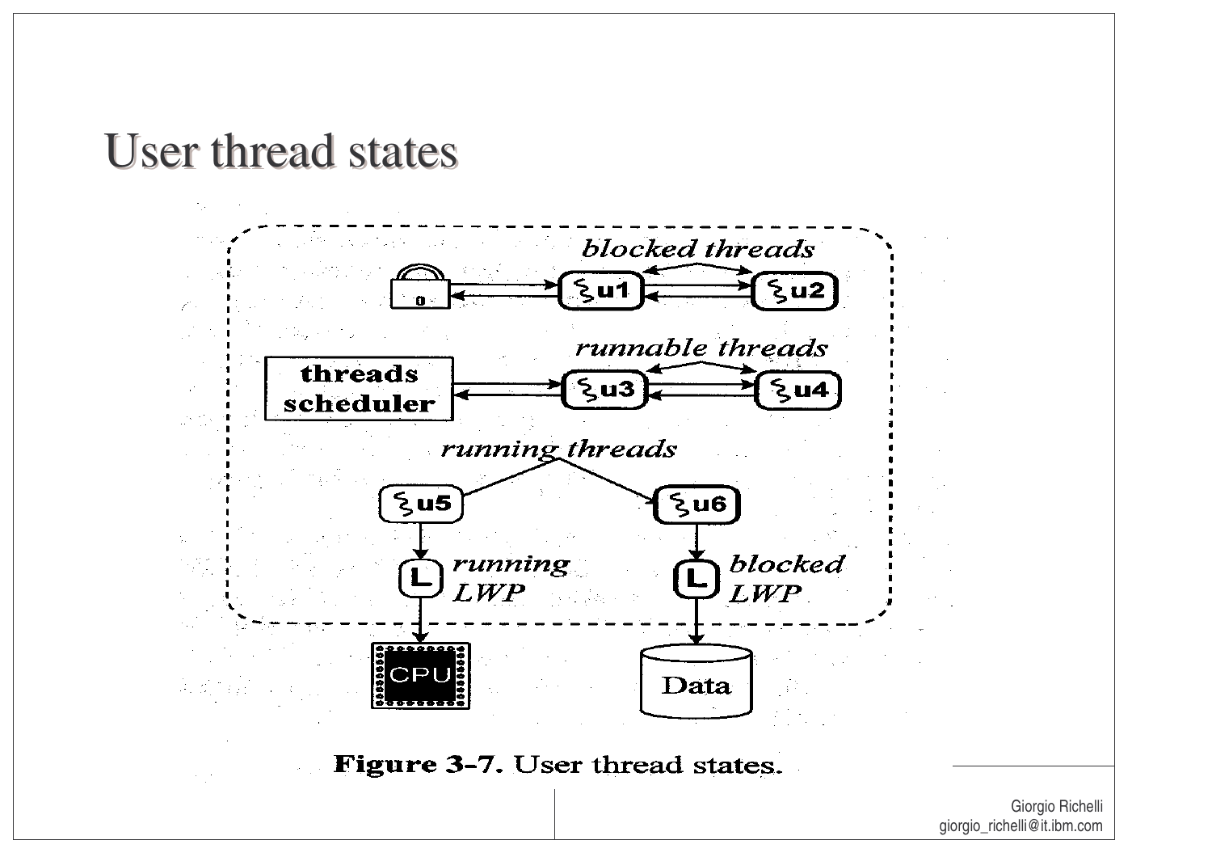# User thread states

blocked threads

u1 u2

threads scheduler

runnable threads

u3 u4

running threads

u5 u6

running LWP

blocked LWP

CPU

Data

**Figure 3-7.** User thread states.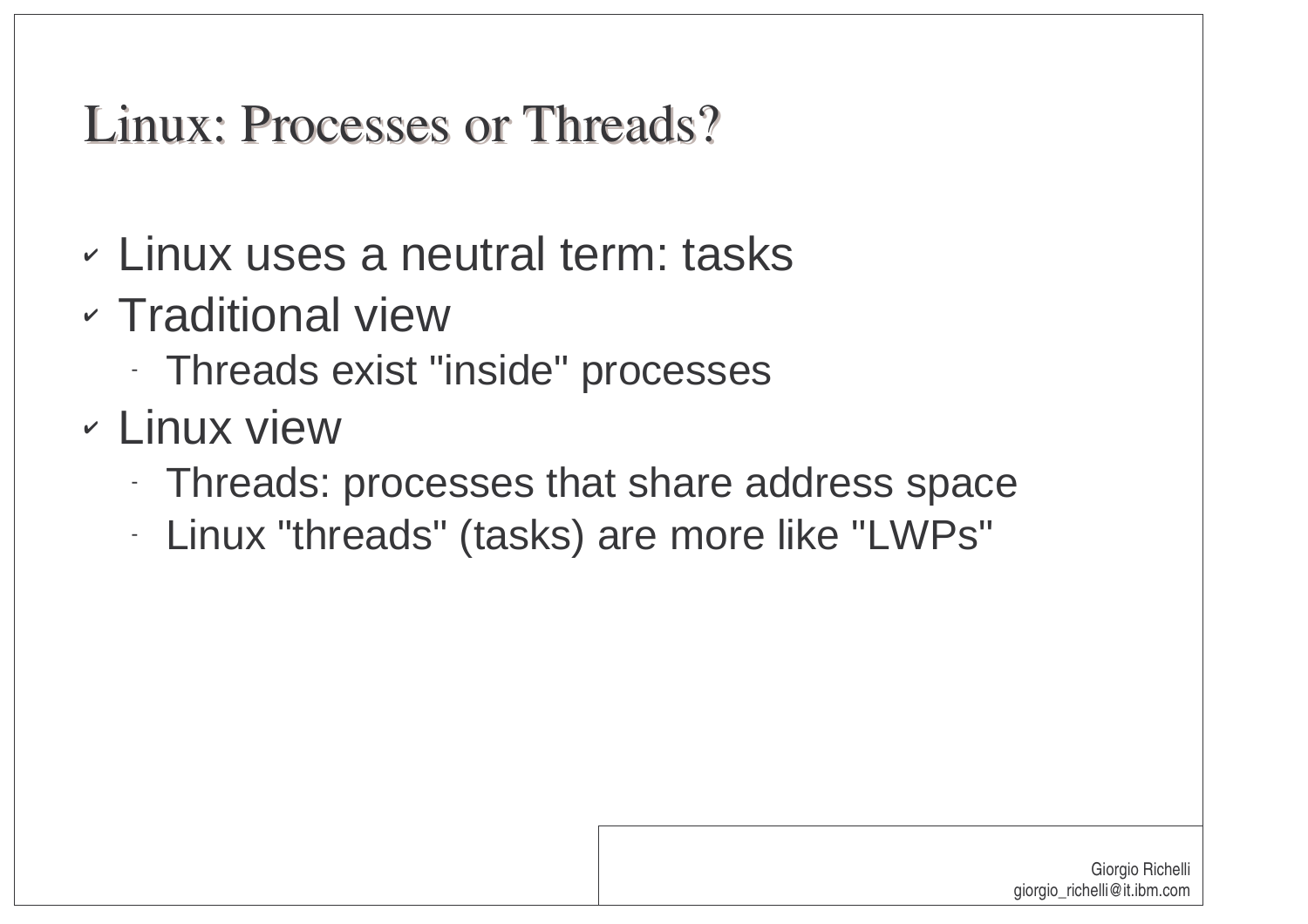# Linux: Processes or Threads?

- Linux uses a neutral term: tasks
- Traditional view
  - Threads exist "inside" processes
- Linux view
  - Threads: processes that share address space
  - Linux "threads" (tasks) are more like "LWPs"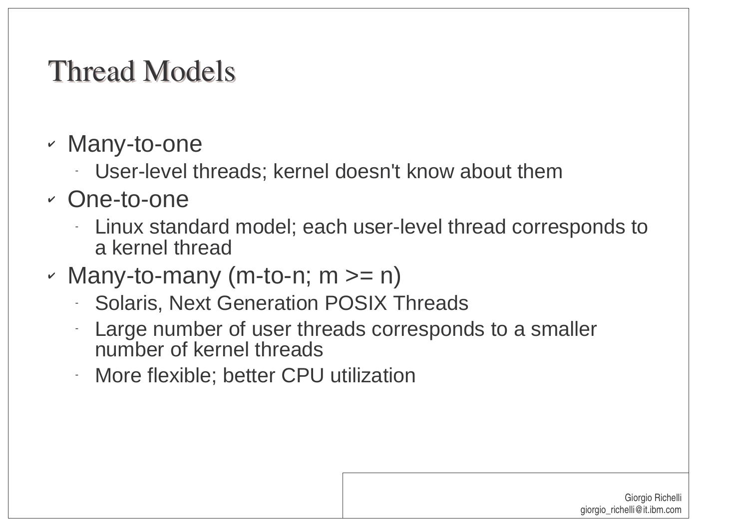# Thread Models

- Many-to-one
  - User-level threads; kernel doesn't know about them
- One-to-one
  - Linux standard model; each user-level thread corresponds to a kernel thread
- Many-to-many (m-to-n; m >= n)
  - Solaris, Next Generation POSIX Threads
  - Large number of user threads corresponds to a smaller number of kernel threads
  - More flexible; better CPU utilization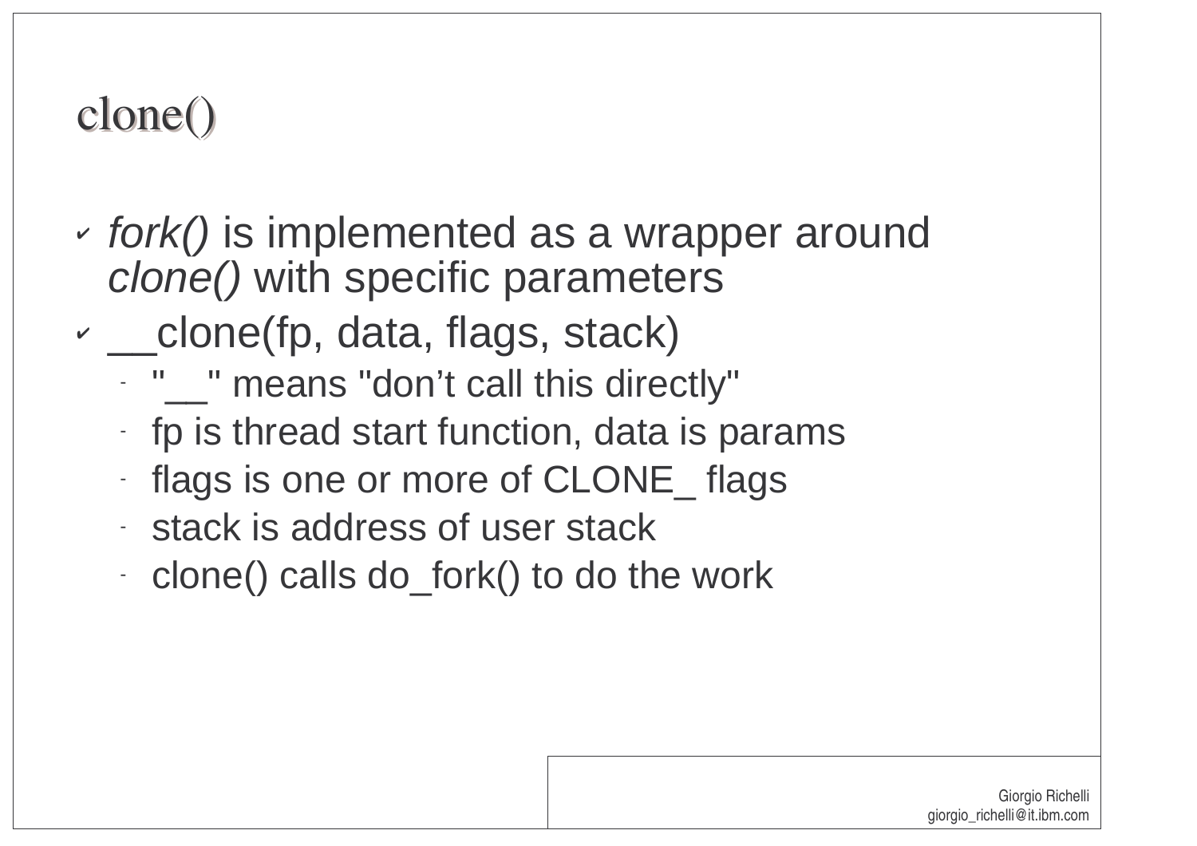# clone()

- *fork()* is implemented as a wrapper around *clone()* with specific parameters
- __clone(fp, data, flags, stack)
  - "__" means "don’t call this directly"
  - fp is thread start function, data is params
  - flags is one or more of CLONE_ flags
  - stack is address of user stack
  - clone() calls do_fork() to do the work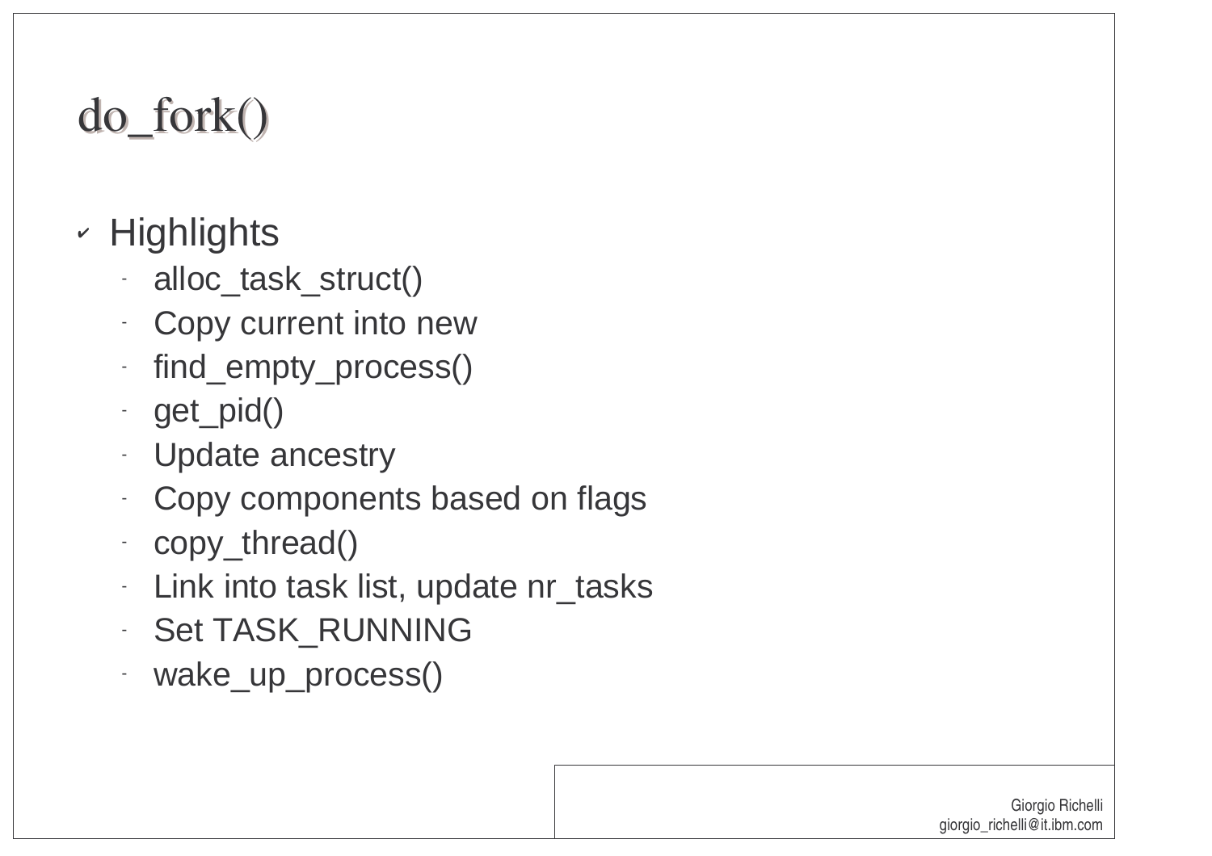# do_fork()

- Highlights
  - alloc_task_struct()
  - Copy current into new
  - find_empty_process()
  - get_pid()
  - Update ancestry
  - Copy components based on flags
  - copy_thread()
  - Link into task list, update nr_tasks
  - Set TASK_RUNNING
  - wake_up_process()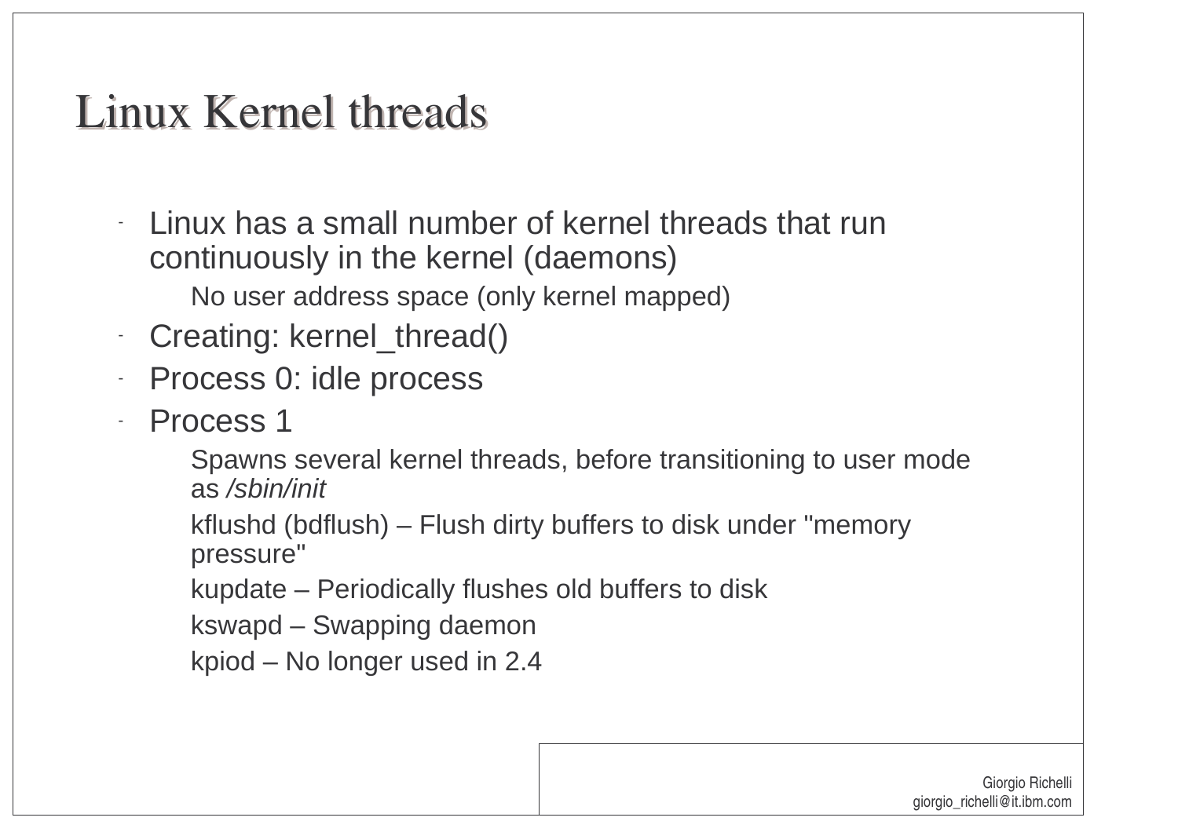# Linux Kernel threads

- Linux has a small number of kernel threads that run continuously in the kernel (daemons)
  - No user address space (only kernel mapped)
- Creating: kernel_thread()
- Process 0: idle process
- Process 1
  - Spawns several kernel threads, before transitioning to user mode as */sbin/init*
  - kflushd (bdflush) – Flush dirty buffers to disk under "memory pressure"
  - kupdate – Periodically flushes old buffers to disk
  - kswapd – Swapping daemon
  - kpiod – No longer used in 2.4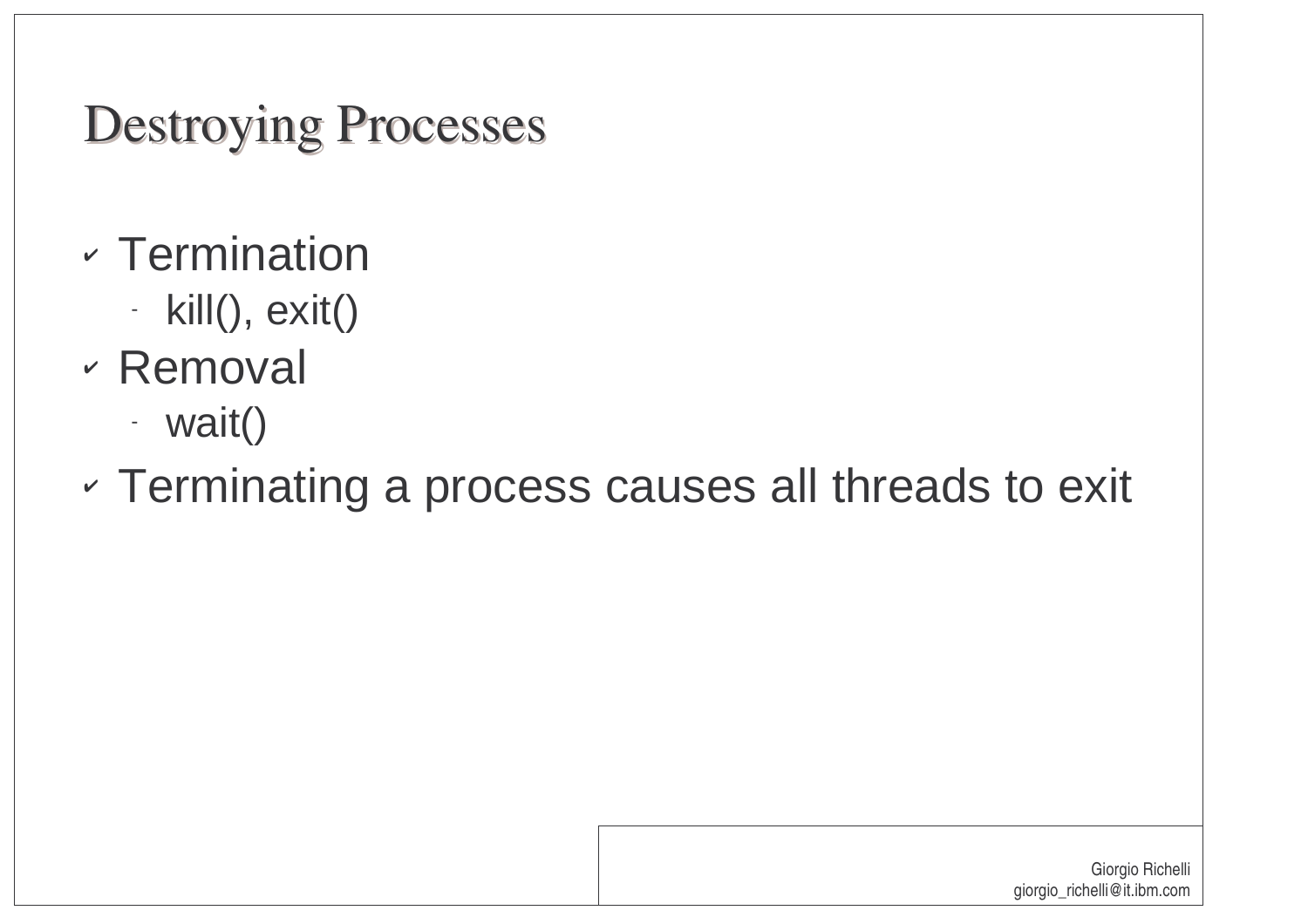# Destroying Processes

- Termination
  - kill(), exit()
- Removal
  - wait()
- Terminating a process causes all threads to exit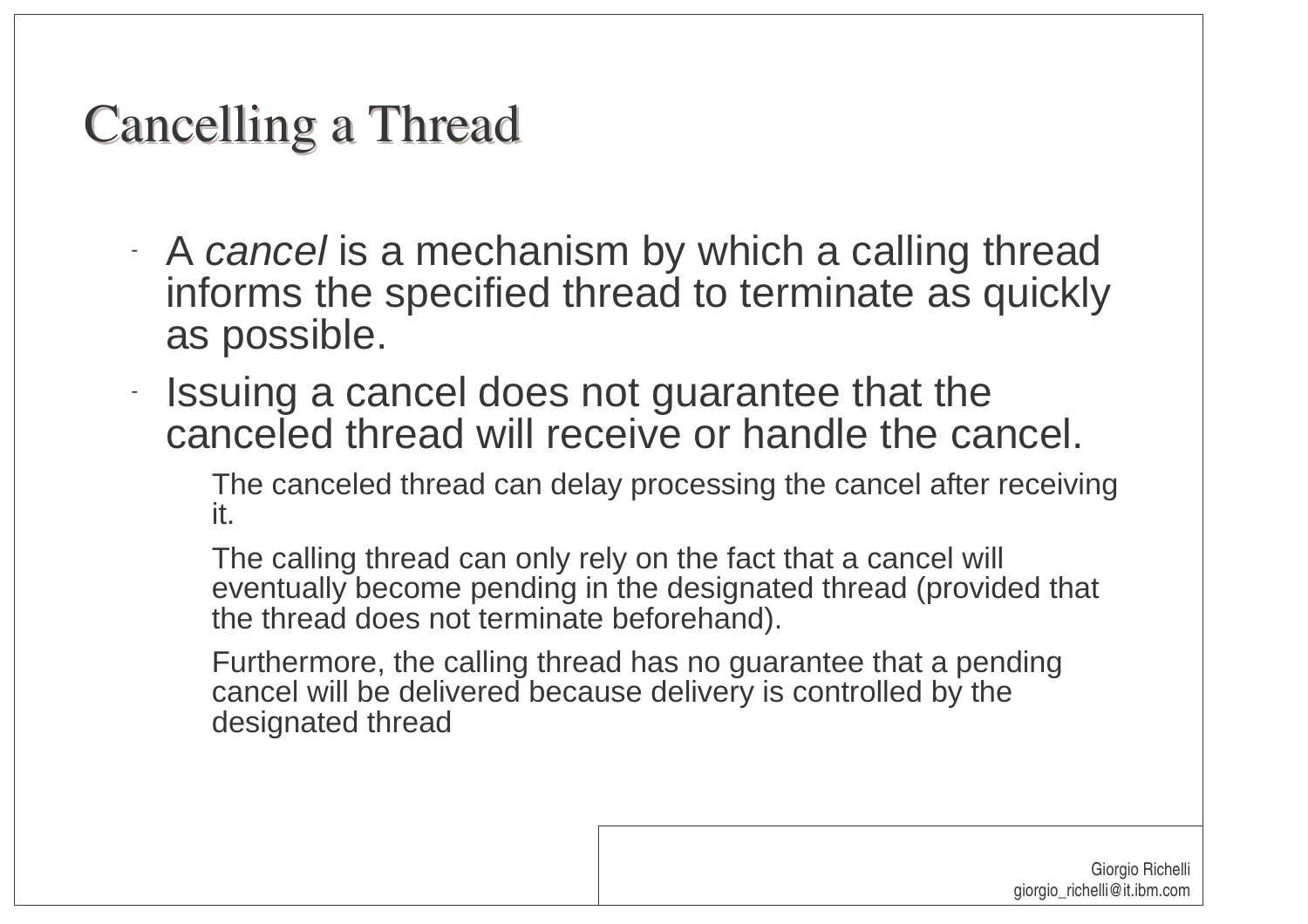# Cancelling a Thread

- A *cancel* is a mechanism by which a calling thread informs the specified thread to terminate as quickly as possible.
- Issuing a cancel does not guarantee that the canceled thread will receive or handle the cancel.
  - The canceled thread can delay processing the cancel after receiving it.
  - The calling thread can only rely on the fact that a cancel will eventually become pending in the designated thread (provided that the thread does not terminate beforehand).
  - Furthermore, the calling thread has no guarantee that a pending cancel will be delivered because delivery is controlled by the designated thread